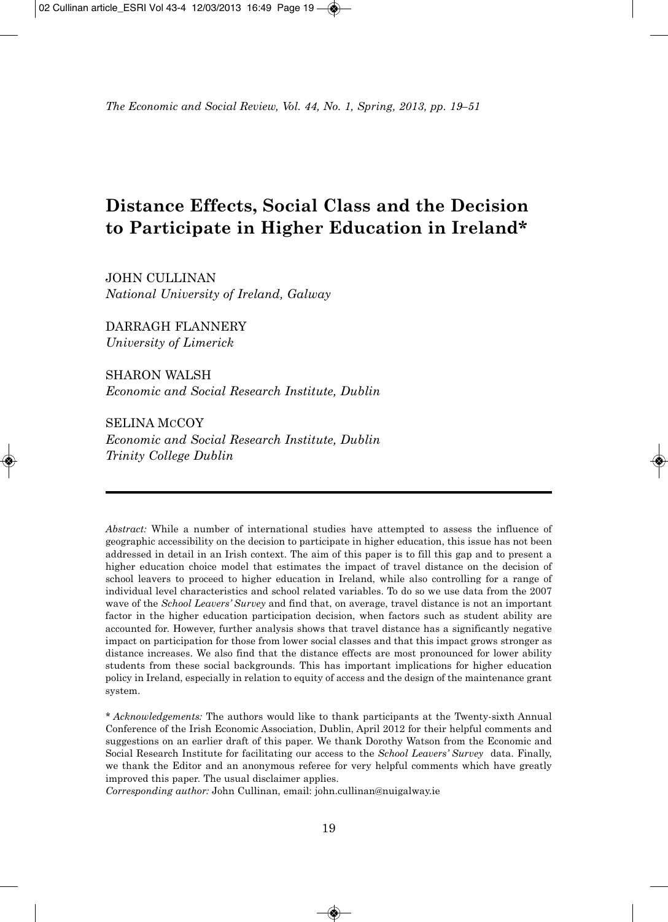# Distance Effects, Social Class and the Decision to Participate in Higher Education in Ireland*

JOHN CULLINAN
*National University of Ireland, Galway*

DARRAGH FLANNERY
*University of Limerick*

SHARON WALSH
*Economic and Social Research Institute, Dublin*

SELINA McCOY
*Economic and Social Research Institute, Dublin*
*Trinity College Dublin*

---

*Abstract:* While a number of international studies have attempted to assess the influence of geographic accessibility on the decision to participate in higher education, this issue has not been addressed in detail in an Irish context. The aim of this paper is to fill this gap and to present a higher education choice model that estimates the impact of travel distance on the decision of school leavers to proceed to higher education in Ireland, while also controlling for a range of individual level characteristics and school related variables. To do so we use data from the 2007 wave of the *School Leavers' Survey* and find that, on average, travel distance is not an important factor in the higher education participation decision, when factors such as student ability are accounted for. However, further analysis shows that travel distance has a significantly negative impact on participation for those from lower social classes and that this impact grows stronger as distance increases. We also find that the distance effects are most pronounced for lower ability students from these social backgrounds. This has important implications for higher education policy in Ireland, especially in relation to equity of access and the design of the maintenance grant system.

\* *Acknowledgements:* The authors would like to thank participants at the Twenty-sixth Annual Conference of the Irish Economic Association, Dublin, April 2012 for their helpful comments and suggestions on an earlier draft of this paper. We thank Dorothy Watson from the Economic and Social Research Institute for facilitating our access to the *School Leavers' Survey* data. Finally, we thank the Editor and an anonymous referee for very helpful comments which have greatly improved this paper. The usual disclaimer applies.

*Corresponding author:* John Cullinan, email: john.cullinan@nuigalway.ie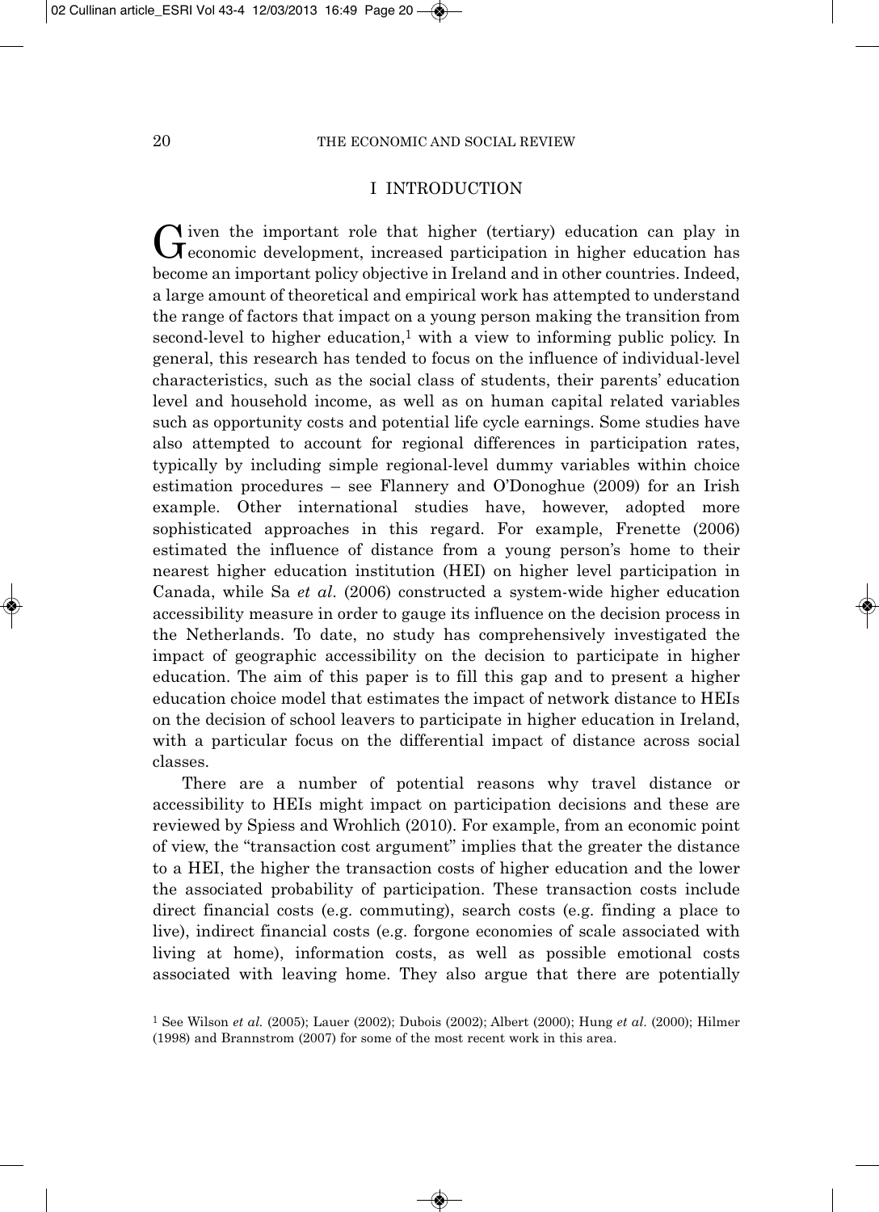## I INTRODUCTION

Given the important role that higher (tertiary) education can play in economic development, increased participation in higher education has become an important policy objective in Ireland and in other countries. Indeed, a large amount of theoretical and empirical work has attempted to understand the range of factors that impact on a young person making the transition from second-level to higher education,[1] with a view to informing public policy. In general, this research has tended to focus on the influence of individual-level characteristics, such as the social class of students, their parents' education level and household income, as well as on human capital related variables such as opportunity costs and potential life cycle earnings. Some studies have also attempted to account for regional differences in participation rates, typically by including simple regional-level dummy variables within choice estimation procedures – see Flannery and O'Donoghue (2009) for an Irish example. Other international studies have, however, adopted more sophisticated approaches in this regard. For example, Frenette (2006) estimated the influence of distance from a young person's home to their nearest higher education institution (HEI) on higher level participation in Canada, while Sa *et al*. (2006) constructed a system-wide higher education accessibility measure in order to gauge its influence on the decision process in the Netherlands. To date, no study has comprehensively investigated the impact of geographic accessibility on the decision to participate in higher education. The aim of this paper is to fill this gap and to present a higher education choice model that estimates the impact of network distance to HEIs on the decision of school leavers to participate in higher education in Ireland, with a particular focus on the differential impact of distance across social classes.

There are a number of potential reasons why travel distance or accessibility to HEIs might impact on participation decisions and these are reviewed by Spiess and Wrohlich (2010). For example, from an economic point of view, the "transaction cost argument" implies that the greater the distance to a HEI, the higher the transaction costs of higher education and the lower the associated probability of participation. These transaction costs include direct financial costs (e.g. commuting), search costs (e.g. finding a place to live), indirect financial costs (e.g. forgone economies of scale associated with living at home), information costs, as well as possible emotional costs associated with leaving home. They also argue that there are potentially

[1] See Wilson *et al.* (2005); Lauer (2002); Dubois (2002); Albert (2000); Hung *et al.* (2000); Hilmer (1998) and Brannstrom (2007) for some of the most recent work in this area.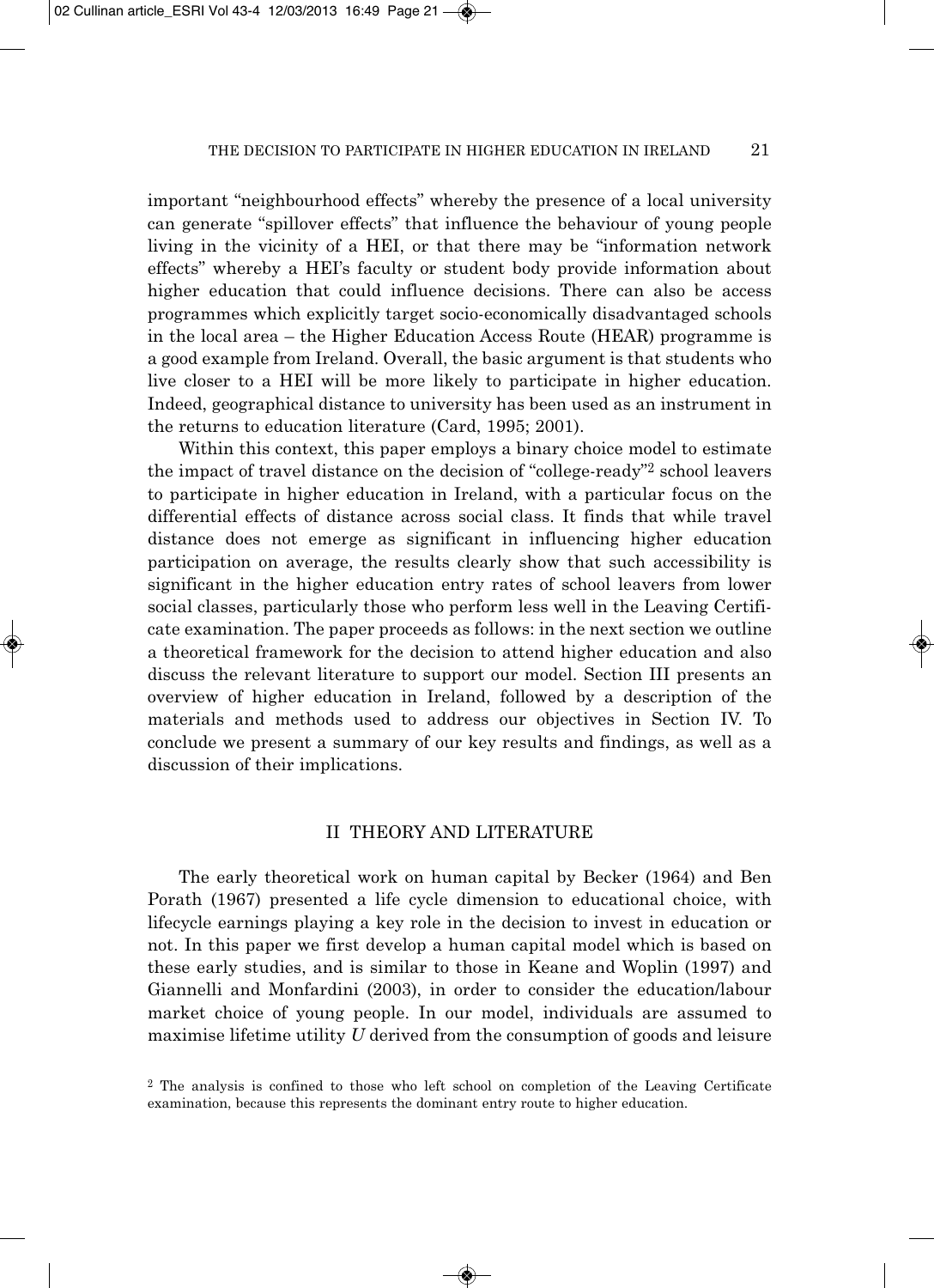important "neighbourhood effects" whereby the presence of a local university can generate "spillover effects" that influence the behaviour of young people living in the vicinity of a HEI, or that there may be "information network effects" whereby a HEI's faculty or student body provide information about higher education that could influence decisions. There can also be access programmes which explicitly target socio-economically disadvantaged schools in the local area – the Higher Education Access Route (HEAR) programme is a good example from Ireland. Overall, the basic argument is that students who live closer to a HEI will be more likely to participate in higher education. Indeed, geographical distance to university has been used as an instrument in the returns to education literature (Card, 1995; 2001).

Within this context, this paper employs a binary choice model to estimate the impact of travel distance on the decision of "college-ready"[2] school leavers to participate in higher education in Ireland, with a particular focus on the differential effects of distance across social class. It finds that while travel distance does not emerge as significant in influencing higher education participation on average, the results clearly show that such accessibility is significant in the higher education entry rates of school leavers from lower social classes, particularly those who perform less well in the Leaving Certificate examination. The paper proceeds as follows: in the next section we outline a theoretical framework for the decision to attend higher education and also discuss the relevant literature to support our model. Section III presents an overview of higher education in Ireland, followed by a description of the materials and methods used to address our objectives in Section IV. To conclude we present a summary of our key results and findings, as well as a discussion of their implications.

## II THEORY AND LITERATURE

The early theoretical work on human capital by Becker (1964) and Ben Porath (1967) presented a life cycle dimension to educational choice, with lifecycle earnings playing a key role in the decision to invest in education or not. In this paper we first develop a human capital model which is based on these early studies, and is similar to those in Keane and Woplin (1997) and Giannelli and Monfardini (2003), in order to consider the education/labour market choice of young people. In our model, individuals are assumed to maximise lifetime utility $U$ derived from the consumption of goods and leisure

[2] The analysis is confined to those who left school on completion of the Leaving Certificate examination, because this represents the dominant entry route to higher education.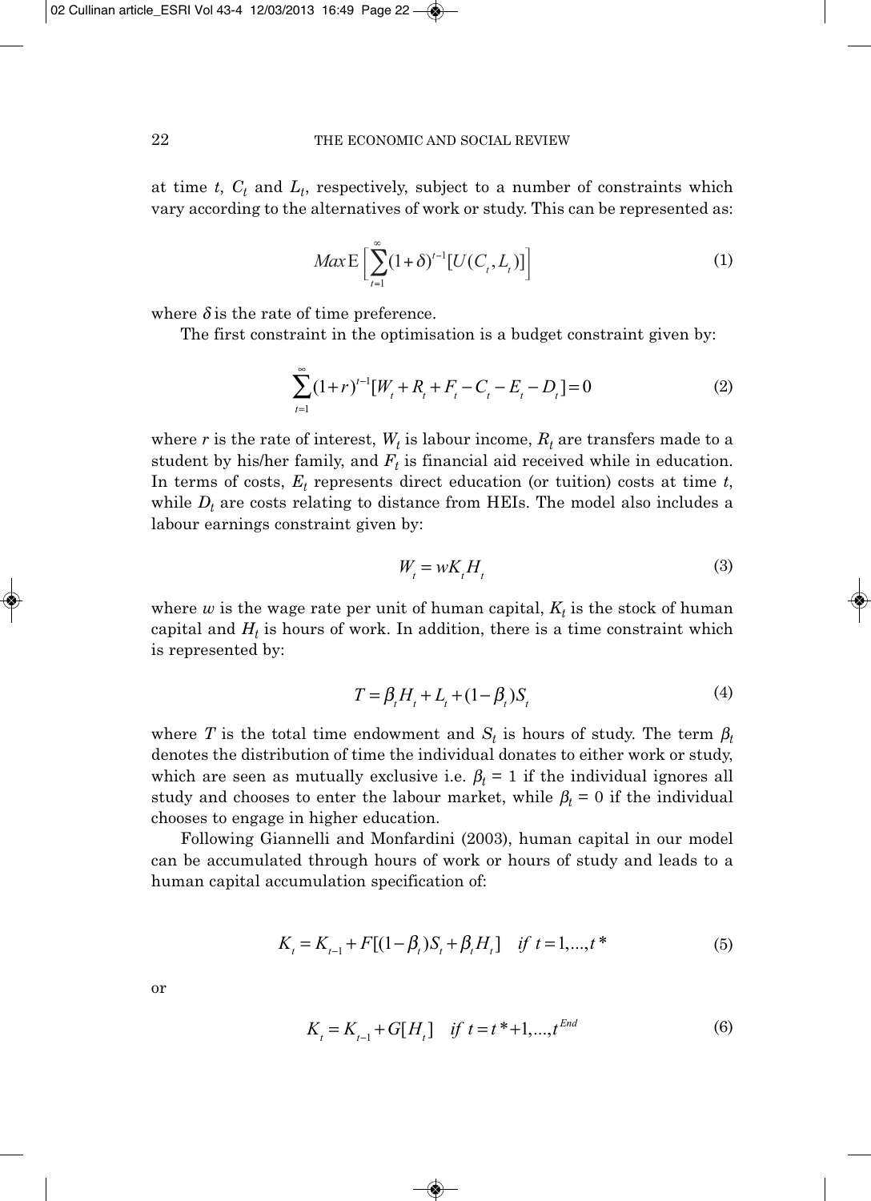at time $t$, $C_t$ and $L_t$, respectively, subject to a number of constraints which vary according to the alternatives of work or study. This can be represented as:

$$Max \, \mathrm{E}\Big[\sum_{t=1}^{\infty}(1+\delta)^{t-1}[U(C_t, L_t)]\Big] \tag{1}$$

where $\delta$ is the rate of time preference.

The first constraint in the optimisation is a budget constraint given by:

$$\sum_{t=1}^{\infty}(1+r)^{t-1}[W_t + R_t + F_t - C_t - E_t - D_t] = 0 \tag{2}$$

where $r$ is the rate of interest, $W_t$ is labour income, $R_t$ are transfers made to a student by his/her family, and $F_t$ is financial aid received while in education. In terms of costs, $E_t$ represents direct education (or tuition) costs at time $t$, while $D_t$ are costs relating to distance from HEIs. The model also includes a labour earnings constraint given by:

$$W_t = wK_tH_t \tag{3}$$

where $w$ is the wage rate per unit of human capital, $K_t$ is the stock of human capital and $H_t$ is hours of work. In addition, there is a time constraint which is represented by:

$$T = \beta_t H_t + L_t + (1-\beta_t)S_t \tag{4}$$

where $T$ is the total time endowment and $S_t$ is hours of study. The term $\beta_t$ denotes the distribution of time the individual donates to either work or study, which are seen as mutually exclusive i.e. $\beta_t = 1$ if the individual ignores all study and chooses to enter the labour market, while $\beta_t = 0$ if the individual chooses to engage in higher education.

Following Giannelli and Monfardini (2003), human capital in our model can be accumulated through hours of work or hours of study and leads to a human capital accumulation specification of:

$$K_t = K_{t-1} + F[(1-\beta_t)S_t + \beta_t H_t] \quad if \ t = 1,...,t^* \tag{5}$$

or

$$K_t = K_{t-1} + G[H_t] \quad if \ t = t^*+1,...,t^{End} \tag{6}$$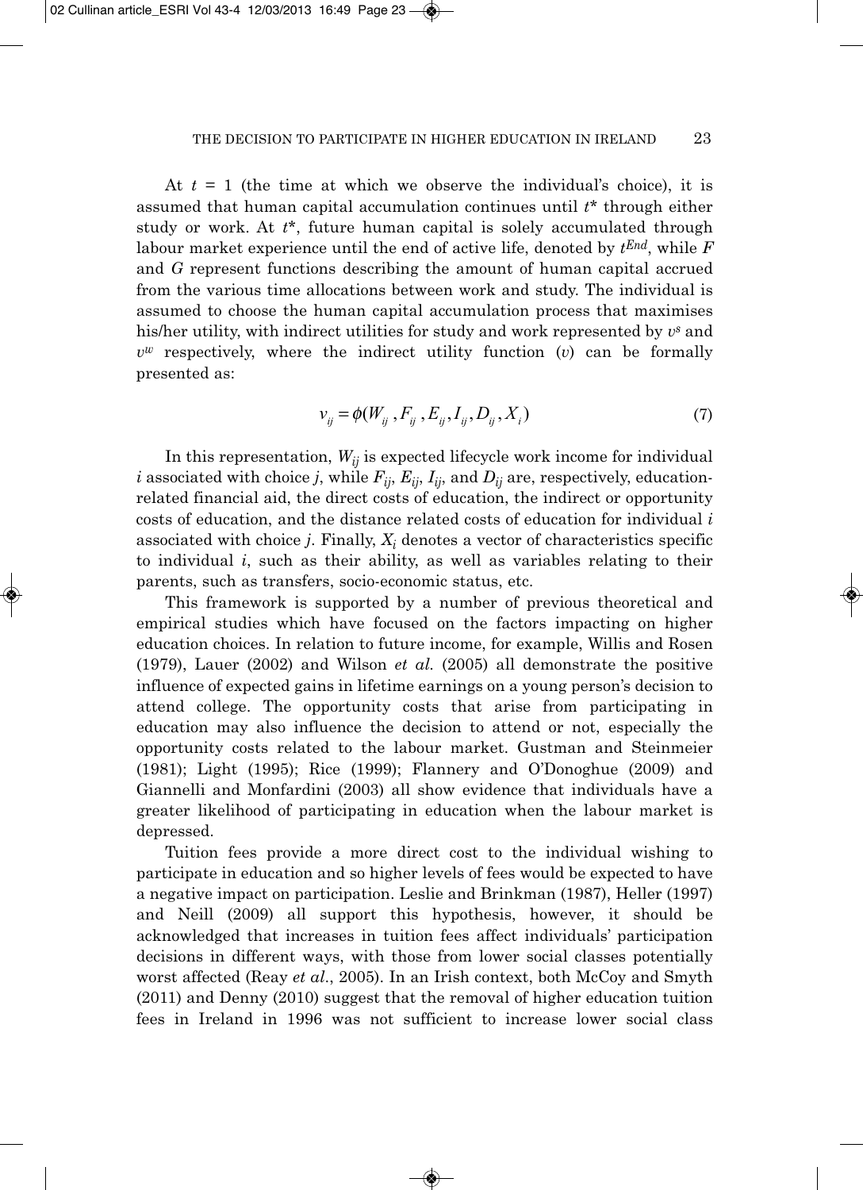At $t = 1$ (the time at which we observe the individual's choice), it is assumed that human capital accumulation continues until $t^*$ through either study or work. At $t^*$, future human capital is solely accumulated through labour market experience until the end of active life, denoted by $t^{End}$, while $F$ and $G$ represent functions describing the amount of human capital accrued from the various time allocations between work and study. The individual is assumed to choose the human capital accumulation process that maximises his/her utility, with indirect utilities for study and work represented by $v^s$ and $v^w$ respectively, where the indirect utility function ($v$) can be formally presented as:

$$v_{ij} = \phi(W_{ij}, F_{ij}, E_{ij}, I_{ij}, D_{ij}, X_i) \tag{7}$$

In this representation, $W_{ij}$ is expected lifecycle work income for individual $i$ associated with choice $j$, while $F_{ij}$, $E_{ij}$, $I_{ij}$, and $D_{ij}$ are, respectively, education-related financial aid, the direct costs of education, the indirect or opportunity costs of education, and the distance related costs of education for individual $i$ associated with choice $j$. Finally, $X_i$ denotes a vector of characteristics specific to individual $i$, such as their ability, as well as variables relating to their parents, such as transfers, socio-economic status, etc.

This framework is supported by a number of previous theoretical and empirical studies which have focused on the factors impacting on higher education choices. In relation to future income, for example, Willis and Rosen (1979), Lauer (2002) and Wilson *et al.* (2005) all demonstrate the positive influence of expected gains in lifetime earnings on a young person's decision to attend college. The opportunity costs that arise from participating in education may also influence the decision to attend or not, especially the opportunity costs related to the labour market. Gustman and Steinmeier (1981); Light (1995); Rice (1999); Flannery and O'Donoghue (2009) and Giannelli and Monfardini (2003) all show evidence that individuals have a greater likelihood of participating in education when the labour market is depressed.

Tuition fees provide a more direct cost to the individual wishing to participate in education and so higher levels of fees would be expected to have a negative impact on participation. Leslie and Brinkman (1987), Heller (1997) and Neill (2009) all support this hypothesis, however, it should be acknowledged that increases in tuition fees affect individuals' participation decisions in different ways, with those from lower social classes potentially worst affected (Reay *et al.*, 2005). In an Irish context, both McCoy and Smyth (2011) and Denny (2010) suggest that the removal of higher education tuition fees in Ireland in 1996 was not sufficient to increase lower social class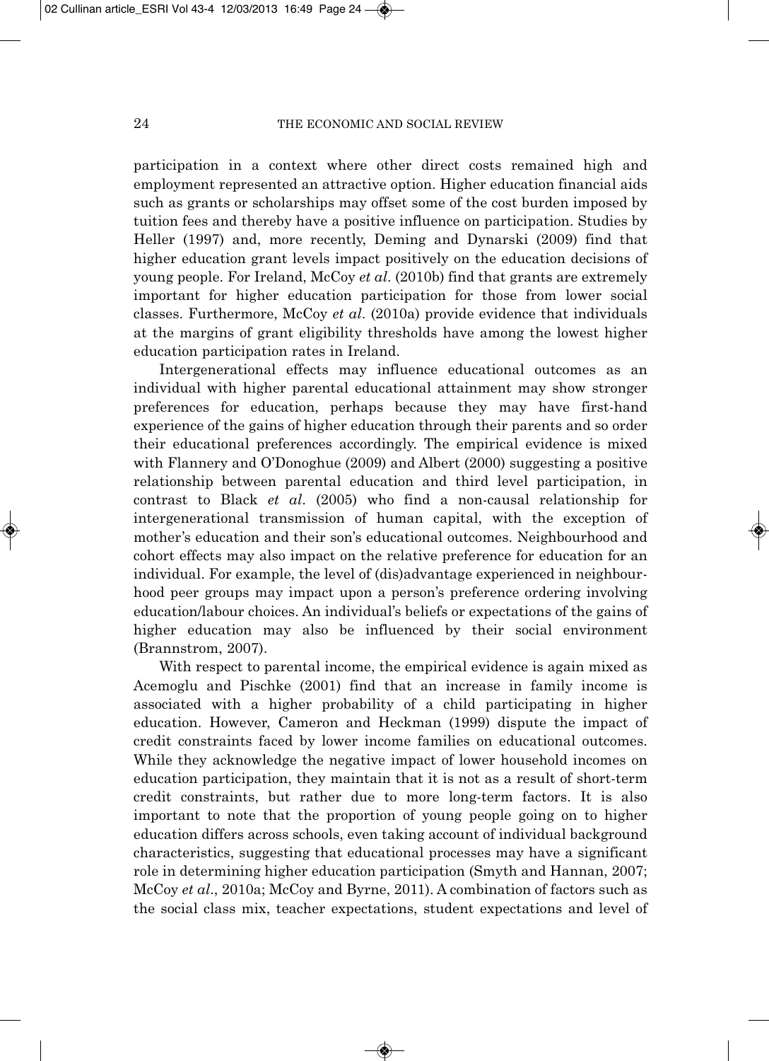participation in a context where other direct costs remained high and employment represented an attractive option. Higher education financial aids such as grants or scholarships may offset some of the cost burden imposed by tuition fees and thereby have a positive influence on participation. Studies by Heller (1997) and, more recently, Deming and Dynarski (2009) find that higher education grant levels impact positively on the education decisions of young people. For Ireland, McCoy *et al*. (2010b) find that grants are extremely important for higher education participation for those from lower social classes. Furthermore, McCoy *et al*. (2010a) provide evidence that individuals at the margins of grant eligibility thresholds have among the lowest higher education participation rates in Ireland.

Intergenerational effects may influence educational outcomes as an individual with higher parental educational attainment may show stronger preferences for education, perhaps because they may have first-hand experience of the gains of higher education through their parents and so order their educational preferences accordingly. The empirical evidence is mixed with Flannery and O'Donoghue (2009) and Albert (2000) suggesting a positive relationship between parental education and third level participation, in contrast to Black *et al*. (2005) who find a non-causal relationship for intergenerational transmission of human capital, with the exception of mother's education and their son's educational outcomes. Neighbourhood and cohort effects may also impact on the relative preference for education for an individual. For example, the level of (dis)advantage experienced in neighbourhood peer groups may impact upon a person's preference ordering involving education/labour choices. An individual's beliefs or expectations of the gains of higher education may also be influenced by their social environment (Brannstrom, 2007).

With respect to parental income, the empirical evidence is again mixed as Acemoglu and Pischke (2001) find that an increase in family income is associated with a higher probability of a child participating in higher education. However, Cameron and Heckman (1999) dispute the impact of credit constraints faced by lower income families on educational outcomes. While they acknowledge the negative impact of lower household incomes on education participation, they maintain that it is not as a result of short-term credit constraints, but rather due to more long-term factors. It is also important to note that the proportion of young people going on to higher education differs across schools, even taking account of individual background characteristics, suggesting that educational processes may have a significant role in determining higher education participation (Smyth and Hannan, 2007; McCoy *et al*., 2010a; McCoy and Byrne, 2011). A combination of factors such as the social class mix, teacher expectations, student expectations and level of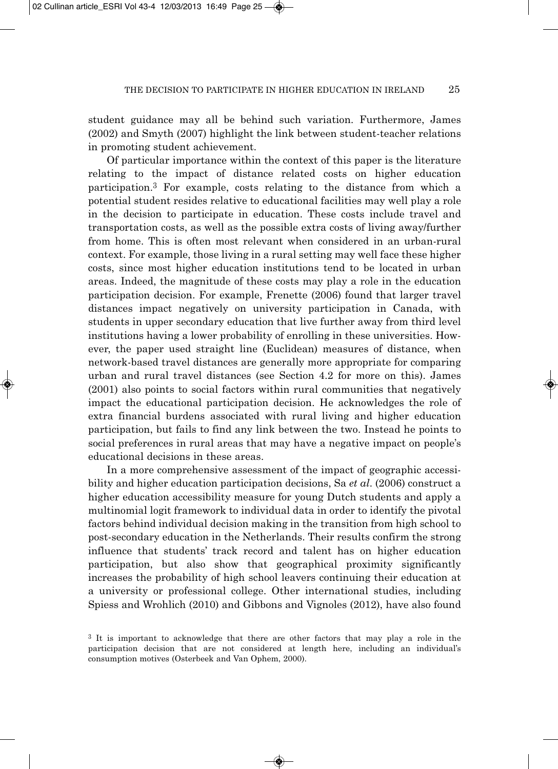student guidance may all be behind such variation. Furthermore, James (2002) and Smyth (2007) highlight the link between student-teacher relations in promoting student achievement.

Of particular importance within the context of this paper is the literature relating to the impact of distance related costs on higher education participation.[3] For example, costs relating to the distance from which a potential student resides relative to educational facilities may well play a role in the decision to participate in education. These costs include travel and transportation costs, as well as the possible extra costs of living away/further from home. This is often most relevant when considered in an urban-rural context. For example, those living in a rural setting may well face these higher costs, since most higher education institutions tend to be located in urban areas. Indeed, the magnitude of these costs may play a role in the education participation decision. For example, Frenette (2006) found that larger travel distances impact negatively on university participation in Canada, with students in upper secondary education that live further away from third level institutions having a lower probability of enrolling in these universities. However, the paper used straight line (Euclidean) measures of distance, when network-based travel distances are generally more appropriate for comparing urban and rural travel distances (see Section 4.2 for more on this). James (2001) also points to social factors within rural communities that negatively impact the educational participation decision. He acknowledges the role of extra financial burdens associated with rural living and higher education participation, but fails to find any link between the two. Instead he points to social preferences in rural areas that may have a negative impact on people's educational decisions in these areas.

In a more comprehensive assessment of the impact of geographic accessibility and higher education participation decisions, Sa *et al*. (2006) construct a higher education accessibility measure for young Dutch students and apply a multinomial logit framework to individual data in order to identify the pivotal factors behind individual decision making in the transition from high school to post-secondary education in the Netherlands. Their results confirm the strong influence that students' track record and talent has on higher education participation, but also show that geographical proximity significantly increases the probability of high school leavers continuing their education at a university or professional college. Other international studies, including Spiess and Wrohlich (2010) and Gibbons and Vignoles (2012), have also found

[3] It is important to acknowledge that there are other factors that may play a role in the participation decision that are not considered at length here, including an individual's consumption motives (Osterbeek and Van Ophem, 2000).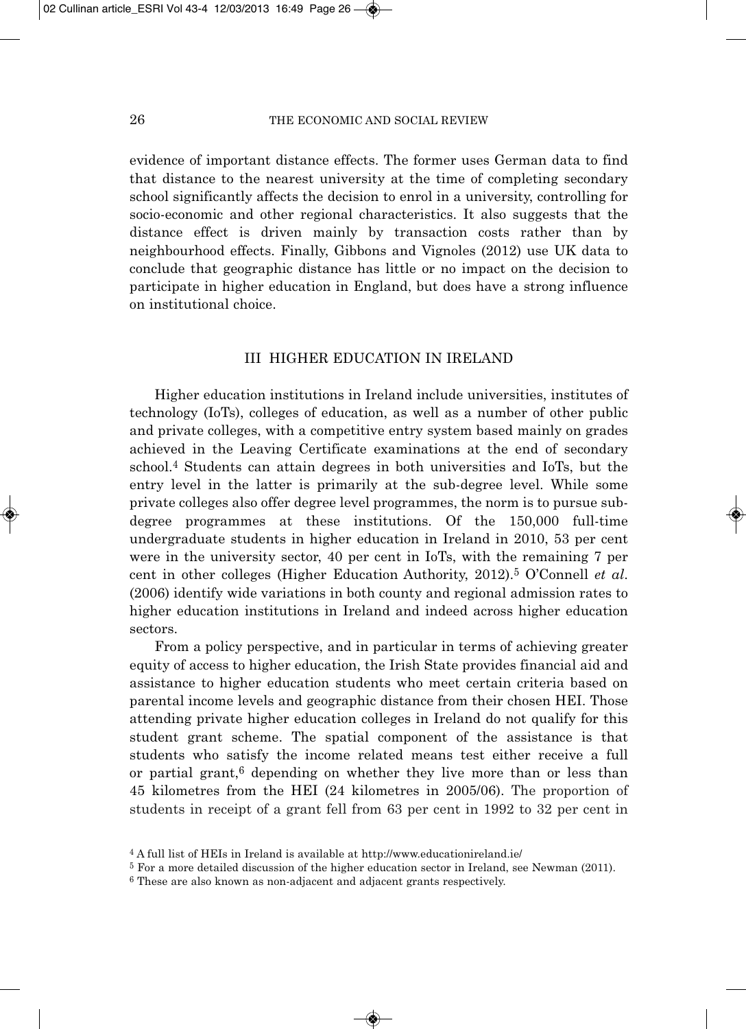evidence of important distance effects. The former uses German data to find that distance to the nearest university at the time of completing secondary school significantly affects the decision to enrol in a university, controlling for socio-economic and other regional characteristics. It also suggests that the distance effect is driven mainly by transaction costs rather than by neighbourhood effects. Finally, Gibbons and Vignoles (2012) use UK data to conclude that geographic distance has little or no impact on the decision to participate in higher education in England, but does have a strong influence on institutional choice.

## III HIGHER EDUCATION IN IRELAND

Higher education institutions in Ireland include universities, institutes of technology (IoTs), colleges of education, as well as a number of other public and private colleges, with a competitive entry system based mainly on grades achieved in the Leaving Certificate examinations at the end of secondary school.[4] Students can attain degrees in both universities and IoTs, but the entry level in the latter is primarily at the sub-degree level. While some private colleges also offer degree level programmes, the norm is to pursue sub-degree programmes at these institutions. Of the 150,000 full-time undergraduate students in higher education in Ireland in 2010, 53 per cent were in the university sector, 40 per cent in IoTs, with the remaining 7 per cent in other colleges (Higher Education Authority, 2012).[5] O'Connell *et al.* (2006) identify wide variations in both county and regional admission rates to higher education institutions in Ireland and indeed across higher education sectors.

From a policy perspective, and in particular in terms of achieving greater equity of access to higher education, the Irish State provides financial aid and assistance to higher education students who meet certain criteria based on parental income levels and geographic distance from their chosen HEI. Those attending private higher education colleges in Ireland do not qualify for this student grant scheme. The spatial component of the assistance is that students who satisfy the income related means test either receive a full or partial grant,[6] depending on whether they live more than or less than 45 kilometres from the HEI (24 kilometres in 2005/06). The proportion of students in receipt of a grant fell from 63 per cent in 1992 to 32 per cent in

[4] A full list of HEIs in Ireland is available at http://www.educationireland.ie/

[5] For a more detailed discussion of the higher education sector in Ireland, see Newman (2011).

[6] These are also known as non-adjacent and adjacent grants respectively.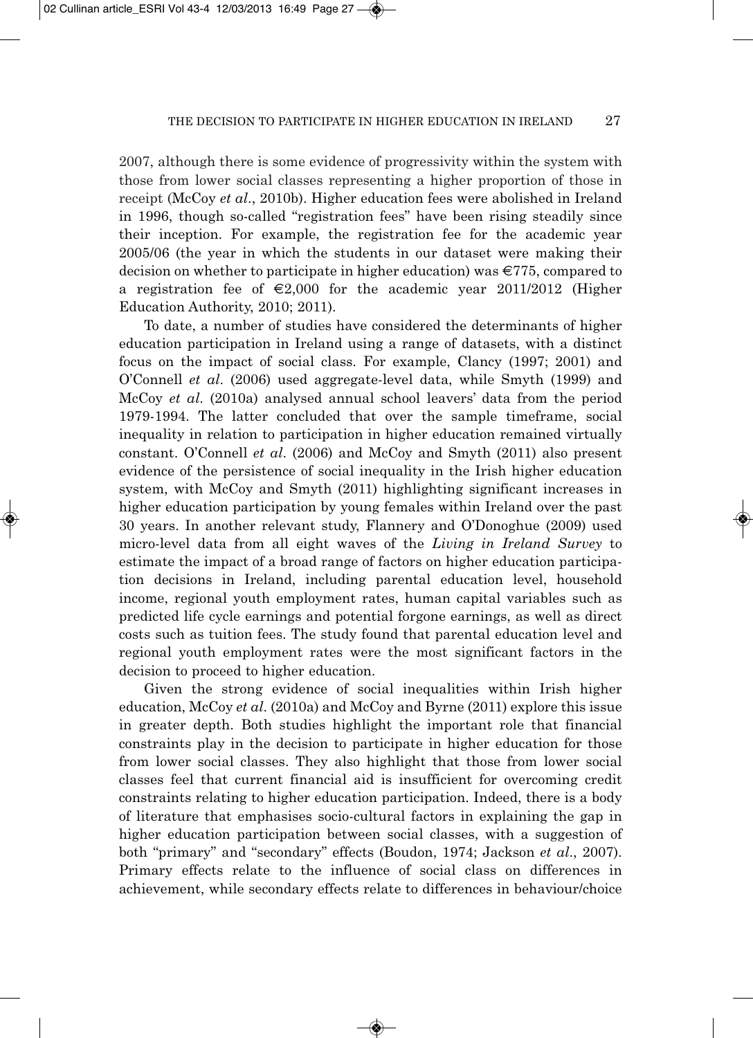2007, although there is some evidence of progressivity within the system with those from lower social classes representing a higher proportion of those in receipt (McCoy *et al*., 2010b). Higher education fees were abolished in Ireland in 1996, though so-called "registration fees" have been rising steadily since their inception. For example, the registration fee for the academic year 2005/06 (the year in which the students in our dataset were making their decision on whether to participate in higher education) was €775, compared to a registration fee of €2,000 for the academic year 2011/2012 (Higher Education Authority, 2010; 2011).

To date, a number of studies have considered the determinants of higher education participation in Ireland using a range of datasets, with a distinct focus on the impact of social class. For example, Clancy (1997; 2001) and O'Connell *et al*. (2006) used aggregate-level data, while Smyth (1999) and McCoy *et al*. (2010a) analysed annual school leavers' data from the period 1979-1994. The latter concluded that over the sample timeframe, social inequality in relation to participation in higher education remained virtually constant. O'Connell *et al*. (2006) and McCoy and Smyth (2011) also present evidence of the persistence of social inequality in the Irish higher education system, with McCoy and Smyth (2011) highlighting significant increases in higher education participation by young females within Ireland over the past 30 years. In another relevant study, Flannery and O'Donoghue (2009) used micro-level data from all eight waves of the *Living in Ireland Survey* to estimate the impact of a broad range of factors on higher education participation decisions in Ireland, including parental education level, household income, regional youth employment rates, human capital variables such as predicted life cycle earnings and potential forgone earnings, as well as direct costs such as tuition fees. The study found that parental education level and regional youth employment rates were the most significant factors in the decision to proceed to higher education.

Given the strong evidence of social inequalities within Irish higher education, McCoy *et al*. (2010a) and McCoy and Byrne (2011) explore this issue in greater depth. Both studies highlight the important role that financial constraints play in the decision to participate in higher education for those from lower social classes. They also highlight that those from lower social classes feel that current financial aid is insufficient for overcoming credit constraints relating to higher education participation. Indeed, there is a body of literature that emphasises socio-cultural factors in explaining the gap in higher education participation between social classes, with a suggestion of both "primary" and "secondary" effects (Boudon, 1974; Jackson *et al*., 2007). Primary effects relate to the influence of social class on differences in achievement, while secondary effects relate to differences in behaviour/choice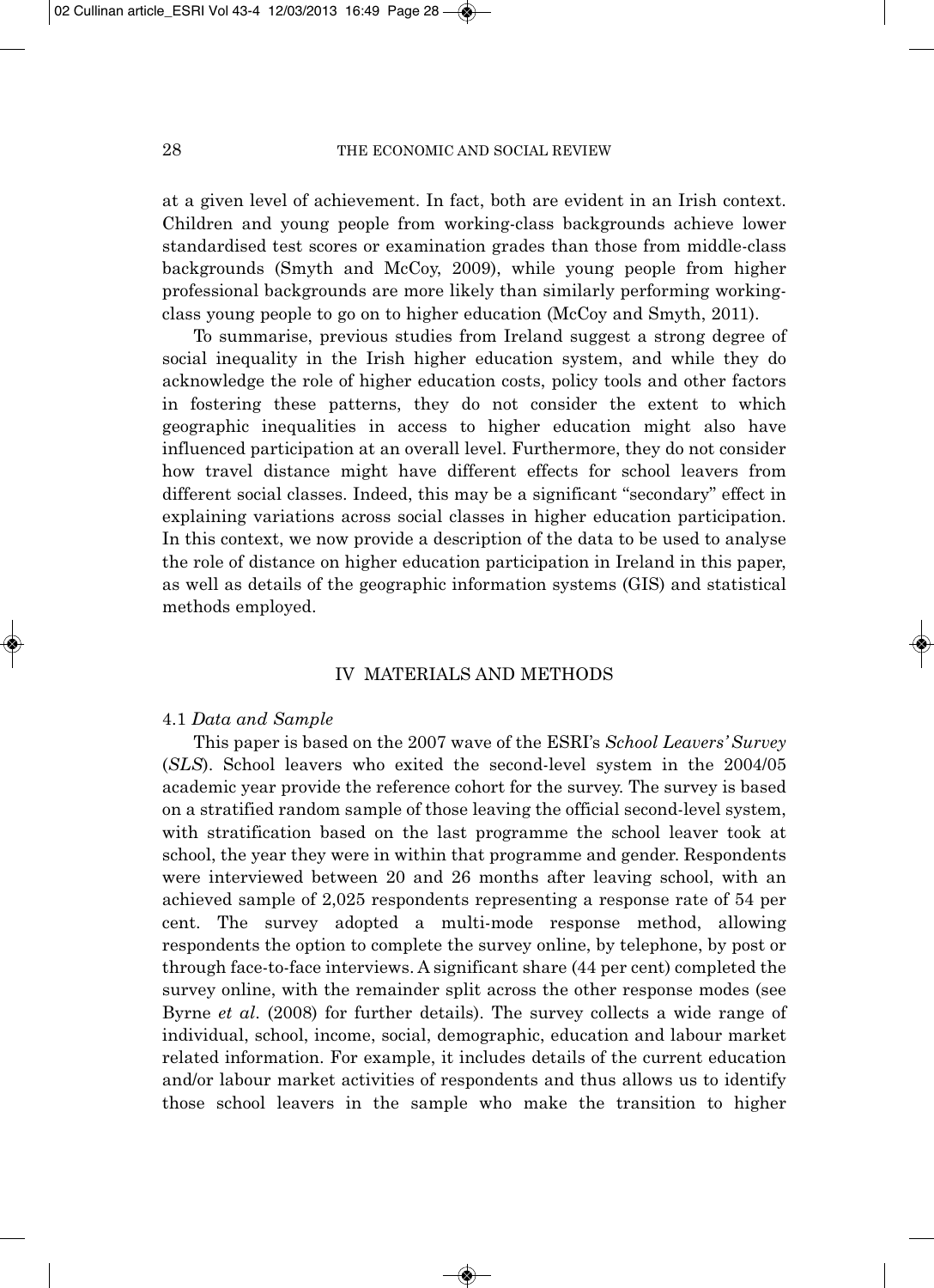at a given level of achievement. In fact, both are evident in an Irish context. Children and young people from working-class backgrounds achieve lower standardised test scores or examination grades than those from middle-class backgrounds (Smyth and McCoy, 2009), while young people from higher professional backgrounds are more likely than similarly performing working-class young people to go on to higher education (McCoy and Smyth, 2011).

To summarise, previous studies from Ireland suggest a strong degree of social inequality in the Irish higher education system, and while they do acknowledge the role of higher education costs, policy tools and other factors in fostering these patterns, they do not consider the extent to which geographic inequalities in access to higher education might also have influenced participation at an overall level. Furthermore, they do not consider how travel distance might have different effects for school leavers from different social classes. Indeed, this may be a significant "secondary" effect in explaining variations across social classes in higher education participation. In this context, we now provide a description of the data to be used to analyse the role of distance on higher education participation in Ireland in this paper, as well as details of the geographic information systems (GIS) and statistical methods employed.

## IV MATERIALS AND METHODS

### 4.1 *Data and Sample*

This paper is based on the 2007 wave of the ESRI's *School Leavers' Survey* (*SLS*). School leavers who exited the second-level system in the 2004/05 academic year provide the reference cohort for the survey. The survey is based on a stratified random sample of those leaving the official second-level system, with stratification based on the last programme the school leaver took at school, the year they were in within that programme and gender. Respondents were interviewed between 20 and 26 months after leaving school, with an achieved sample of 2,025 respondents representing a response rate of 54 per cent. The survey adopted a multi-mode response method, allowing respondents the option to complete the survey online, by telephone, by post or through face-to-face interviews. A significant share (44 per cent) completed the survey online, with the remainder split across the other response modes (see Byrne *et al*. (2008) for further details). The survey collects a wide range of individual, school, income, social, demographic, education and labour market related information. For example, it includes details of the current education and/or labour market activities of respondents and thus allows us to identify those school leavers in the sample who make the transition to higher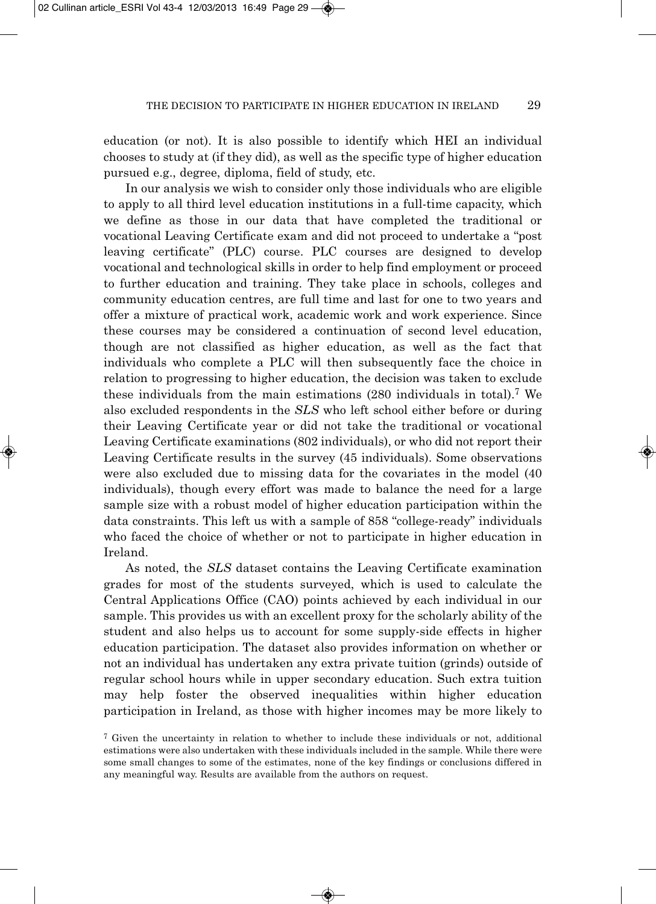education (or not). It is also possible to identify which HEI an individual chooses to study at (if they did), as well as the specific type of higher education pursued e.g., degree, diploma, field of study, etc.

In our analysis we wish to consider only those individuals who are eligible to apply to all third level education institutions in a full-time capacity, which we define as those in our data that have completed the traditional or vocational Leaving Certificate exam and did not proceed to undertake a "post leaving certificate" (PLC) course. PLC courses are designed to develop vocational and technological skills in order to help find employment or proceed to further education and training. They take place in schools, colleges and community education centres, are full time and last for one to two years and offer a mixture of practical work, academic work and work experience. Since these courses may be considered a continuation of second level education, though are not classified as higher education, as well as the fact that individuals who complete a PLC will then subsequently face the choice in relation to progressing to higher education, the decision was taken to exclude these individuals from the main estimations (280 individuals in total).[7] We also excluded respondents in the *SLS* who left school either before or during their Leaving Certificate year or did not take the traditional or vocational Leaving Certificate examinations (802 individuals), or who did not report their Leaving Certificate results in the survey (45 individuals). Some observations were also excluded due to missing data for the covariates in the model (40 individuals), though every effort was made to balance the need for a large sample size with a robust model of higher education participation within the data constraints. This left us with a sample of 858 "college-ready" individuals who faced the choice of whether or not to participate in higher education in Ireland.

As noted, the *SLS* dataset contains the Leaving Certificate examination grades for most of the students surveyed, which is used to calculate the Central Applications Office (CAO) points achieved by each individual in our sample. This provides us with an excellent proxy for the scholarly ability of the student and also helps us to account for some supply-side effects in higher education participation. The dataset also provides information on whether or not an individual has undertaken any extra private tuition (grinds) outside of regular school hours while in upper secondary education. Such extra tuition may help foster the observed inequalities within higher education participation in Ireland, as those with higher incomes may be more likely to

[7] Given the uncertainty in relation to whether to include these individuals or not, additional estimations were also undertaken with these individuals included in the sample. While there were some small changes to some of the estimates, none of the key findings or conclusions differed in any meaningful way. Results are available from the authors on request.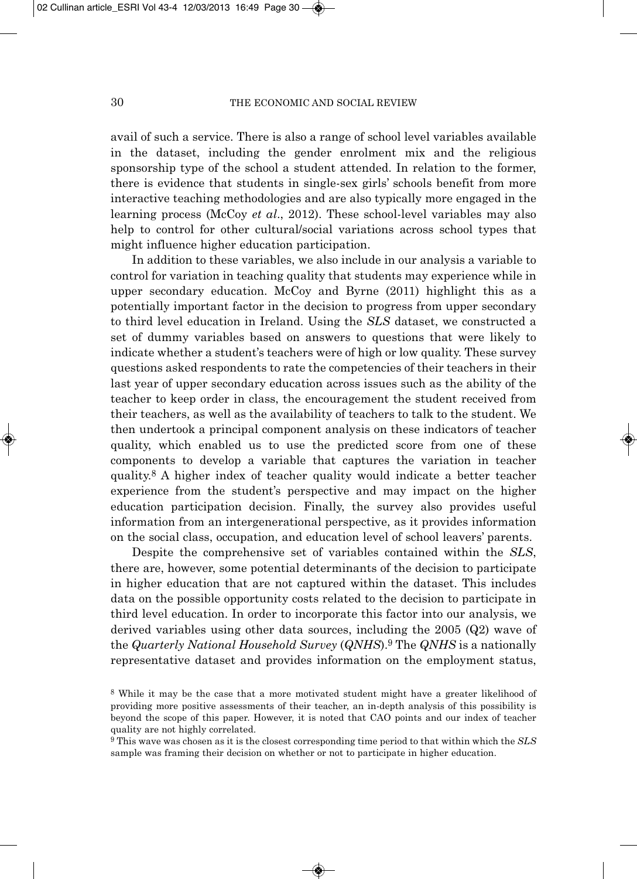avail of such a service. There is also a range of school level variables available in the dataset, including the gender enrolment mix and the religious sponsorship type of the school a student attended. In relation to the former, there is evidence that students in single-sex girls' schools benefit from more interactive teaching methodologies and are also typically more engaged in the learning process (McCoy *et al*., 2012). These school-level variables may also help to control for other cultural/social variations across school types that might influence higher education participation.

In addition to these variables, we also include in our analysis a variable to control for variation in teaching quality that students may experience while in upper secondary education. McCoy and Byrne (2011) highlight this as a potentially important factor in the decision to progress from upper secondary to third level education in Ireland. Using the *SLS* dataset, we constructed a set of dummy variables based on answers to questions that were likely to indicate whether a student's teachers were of high or low quality. These survey questions asked respondents to rate the competencies of their teachers in their last year of upper secondary education across issues such as the ability of the teacher to keep order in class, the encouragement the student received from their teachers, as well as the availability of teachers to talk to the student. We then undertook a principal component analysis on these indicators of teacher quality, which enabled us to use the predicted score from one of these components to develop a variable that captures the variation in teacher quality.[8] A higher index of teacher quality would indicate a better teacher experience from the student's perspective and may impact on the higher education participation decision. Finally, the survey also provides useful information from an intergenerational perspective, as it provides information on the social class, occupation, and education level of school leavers' parents.

Despite the comprehensive set of variables contained within the *SLS*, there are, however, some potential determinants of the decision to participate in higher education that are not captured within the dataset. This includes data on the possible opportunity costs related to the decision to participate in third level education. In order to incorporate this factor into our analysis, we derived variables using other data sources, including the 2005 (Q2) wave of the *Quarterly National Household Survey* (*QNHS*).[9] The *QNHS* is a nationally representative dataset and provides information on the employment status,

[8] While it may be the case that a more motivated student might have a greater likelihood of providing more positive assessments of their teacher, an in-depth analysis of this possibility is beyond the scope of this paper. However, it is noted that CAO points and our index of teacher quality are not highly correlated.

[9] This wave was chosen as it is the closest corresponding time period to that within which the *SLS* sample was framing their decision on whether or not to participate in higher education.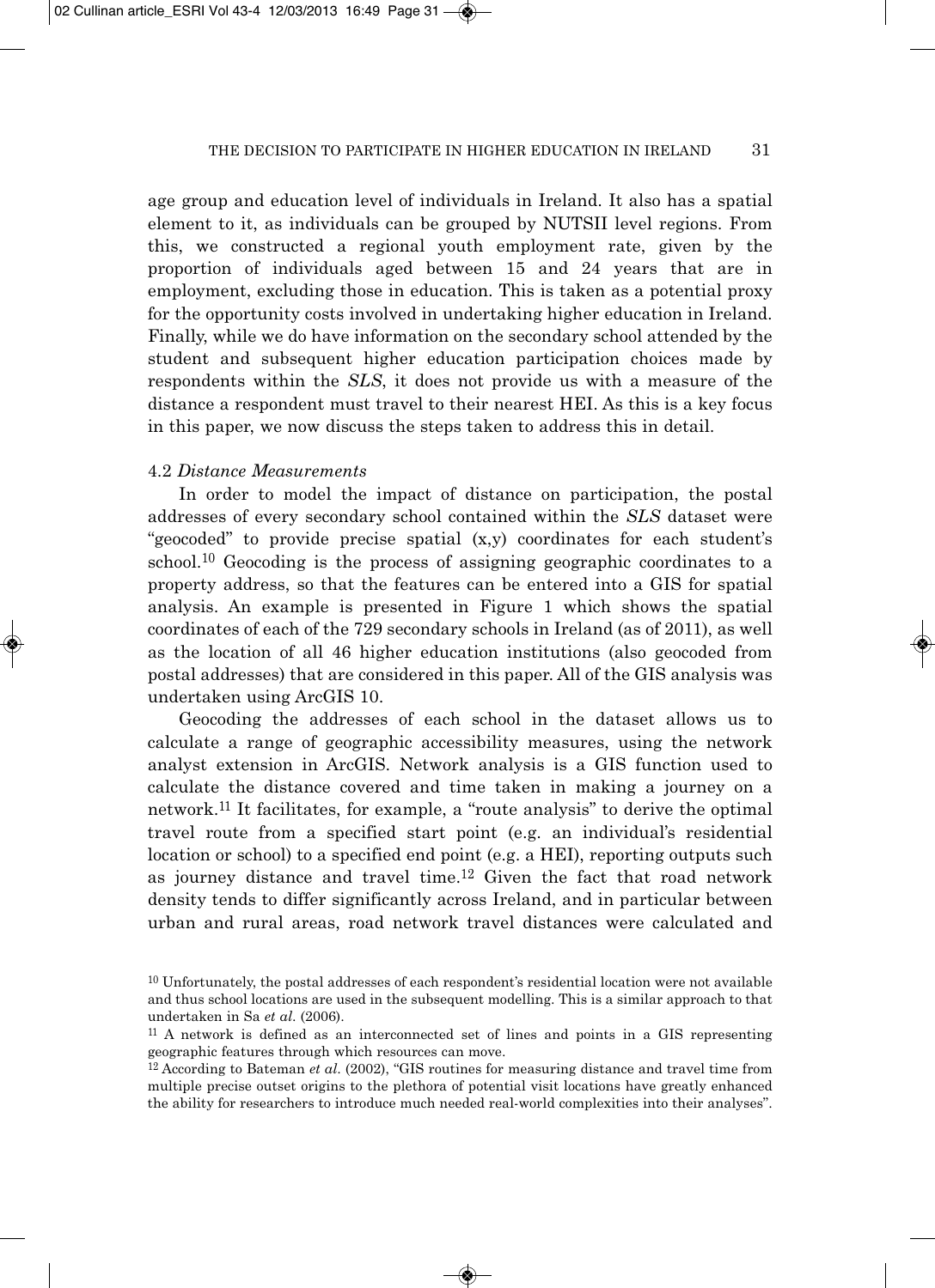age group and education level of individuals in Ireland. It also has a spatial element to it, as individuals can be grouped by NUTSII level regions. From this, we constructed a regional youth employment rate, given by the proportion of individuals aged between 15 and 24 years that are in employment, excluding those in education. This is taken as a potential proxy for the opportunity costs involved in undertaking higher education in Ireland. Finally, while we do have information on the secondary school attended by the student and subsequent higher education participation choices made by respondents within the *SLS*, it does not provide us with a measure of the distance a respondent must travel to their nearest HEI. As this is a key focus in this paper, we now discuss the steps taken to address this in detail.

### 4.2 *Distance Measurements*

In order to model the impact of distance on participation, the postal addresses of every secondary school contained within the *SLS* dataset were "geocoded" to provide precise spatial (x,y) coordinates for each student's school.[10] Geocoding is the process of assigning geographic coordinates to a property address, so that the features can be entered into a GIS for spatial analysis. An example is presented in Figure 1 which shows the spatial coordinates of each of the 729 secondary schools in Ireland (as of 2011), as well as the location of all 46 higher education institutions (also geocoded from postal addresses) that are considered in this paper. All of the GIS analysis was undertaken using ArcGIS 10.

Geocoding the addresses of each school in the dataset allows us to calculate a range of geographic accessibility measures, using the network analyst extension in ArcGIS. Network analysis is a GIS function used to calculate the distance covered and time taken in making a journey on a network.[11] It facilitates, for example, a "route analysis" to derive the optimal travel route from a specified start point (e.g. an individual's residential location or school) to a specified end point (e.g. a HEI), reporting outputs such as journey distance and travel time.[12] Given the fact that road network density tends to differ significantly across Ireland, and in particular between urban and rural areas, road network travel distances were calculated and

[10] Unfortunately, the postal addresses of each respondent's residential location were not available and thus school locations are used in the subsequent modelling. This is a similar approach to that undertaken in Sa *et al.* (2006).

[11] A network is defined as an interconnected set of lines and points in a GIS representing geographic features through which resources can move.

[12] According to Bateman *et al.* (2002), "GIS routines for measuring distance and travel time from multiple precise outset origins to the plethora of potential visit locations have greatly enhanced the ability for researchers to introduce much needed real-world complexities into their analyses".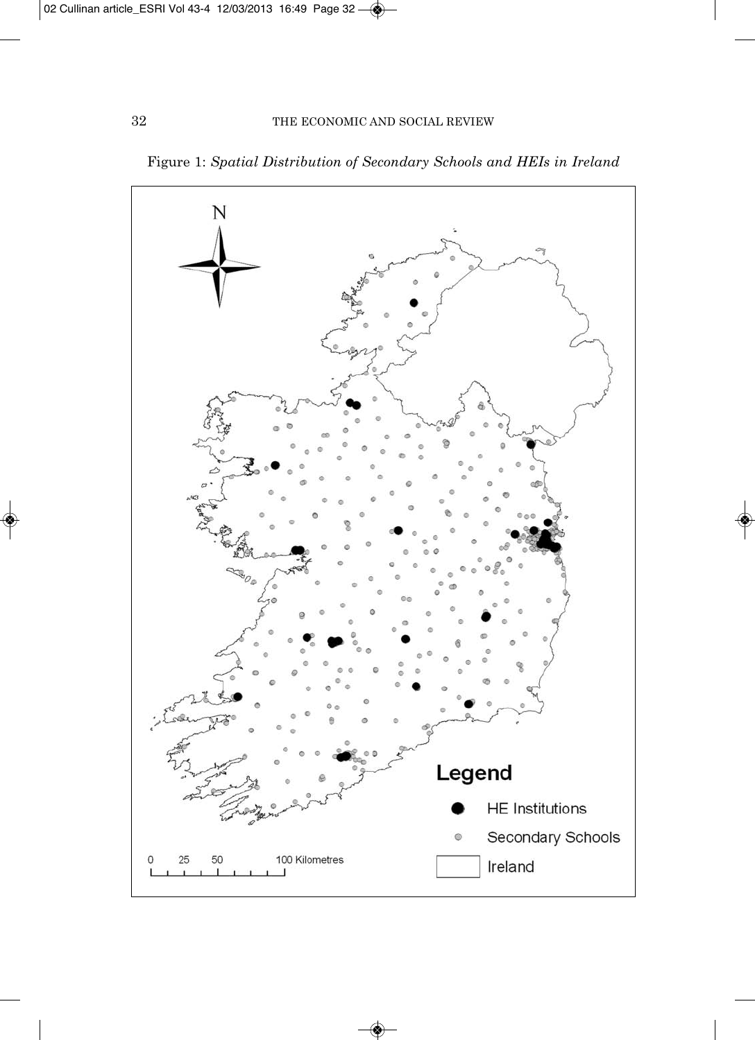Figure 1: *Spatial Distribution of Secondary Schools and HEIs in Ireland*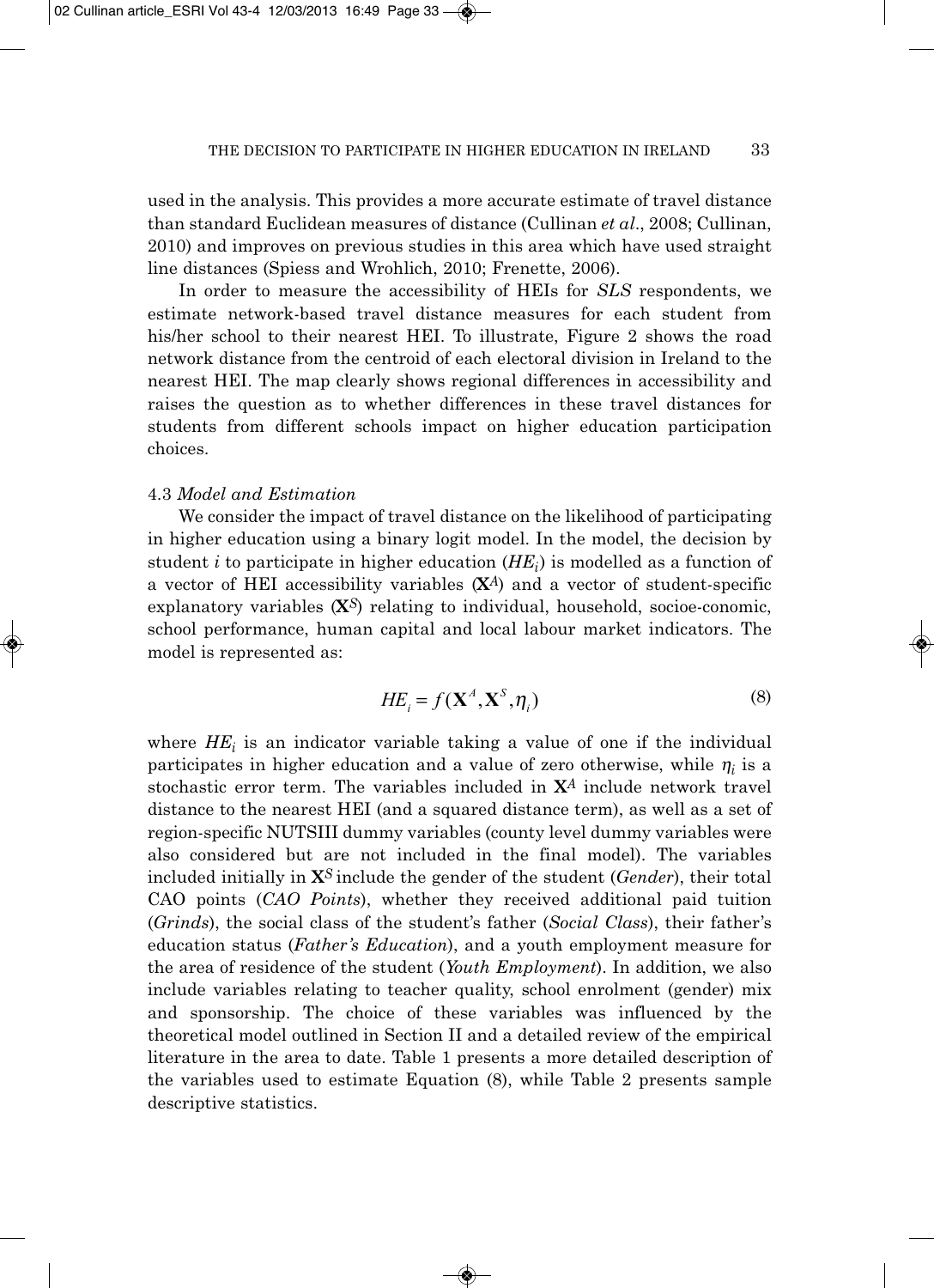used in the analysis. This provides a more accurate estimate of travel distance than standard Euclidean measures of distance (Cullinan *et al*., 2008; Cullinan, 2010) and improves on previous studies in this area which have used straight line distances (Spiess and Wrohlich, 2010; Frenette, 2006).

In order to measure the accessibility of HEIs for *SLS* respondents, we estimate network-based travel distance measures for each student from his/her school to their nearest HEI. To illustrate, Figure 2 shows the road network distance from the centroid of each electoral division in Ireland to the nearest HEI. The map clearly shows regional differences in accessibility and raises the question as to whether differences in these travel distances for students from different schools impact on higher education participation choices.

### 4.3 *Model and Estimation*

We consider the impact of travel distance on the likelihood of participating in higher education using a binary logit model. In the model, the decision by student $i$ to participate in higher education ($HE_i$) is modelled as a function of a vector of HEI accessibility variables ($\mathbf{X}^A$) and a vector of student-specific explanatory variables ($\mathbf{X}^S$) relating to individual, household, socioe-conomic, school performance, human capital and local labour market indicators. The model is represented as:

$$HE_i = f(\mathbf{X}^A, \mathbf{X}^S, \eta_i) \tag{8}$$

where $HE_i$ is an indicator variable taking a value of one if the individual participates in higher education and a value of zero otherwise, while $\eta_i$ is a stochastic error term. The variables included in $\mathbf{X}^A$ include network travel distance to the nearest HEI (and a squared distance term), as well as a set of region-specific NUTSIII dummy variables (county level dummy variables were also considered but are not included in the final model). The variables included initially in $\mathbf{X}^S$ include the gender of the student (*Gender*), their total CAO points (*CAO Points*), whether they received additional paid tuition (*Grinds*), the social class of the student's father (*Social Class*), their father's education status (*Father's Education*), and a youth employment measure for the area of residence of the student (*Youth Employment*). In addition, we also include variables relating to teacher quality, school enrolment (gender) mix and sponsorship. The choice of these variables was influenced by the theoretical model outlined in Section II and a detailed review of the empirical literature in the area to date. Table 1 presents a more detailed description of the variables used to estimate Equation (8), while Table 2 presents sample descriptive statistics.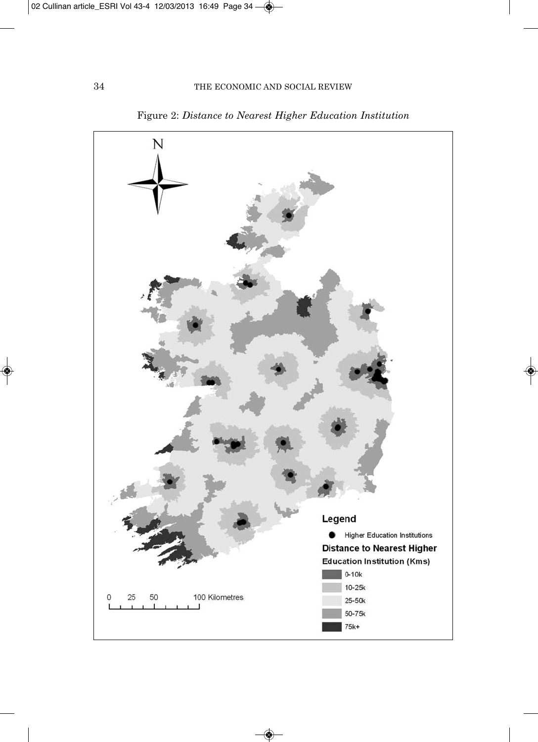Figure 2: *Distance to Nearest Higher Education Institution*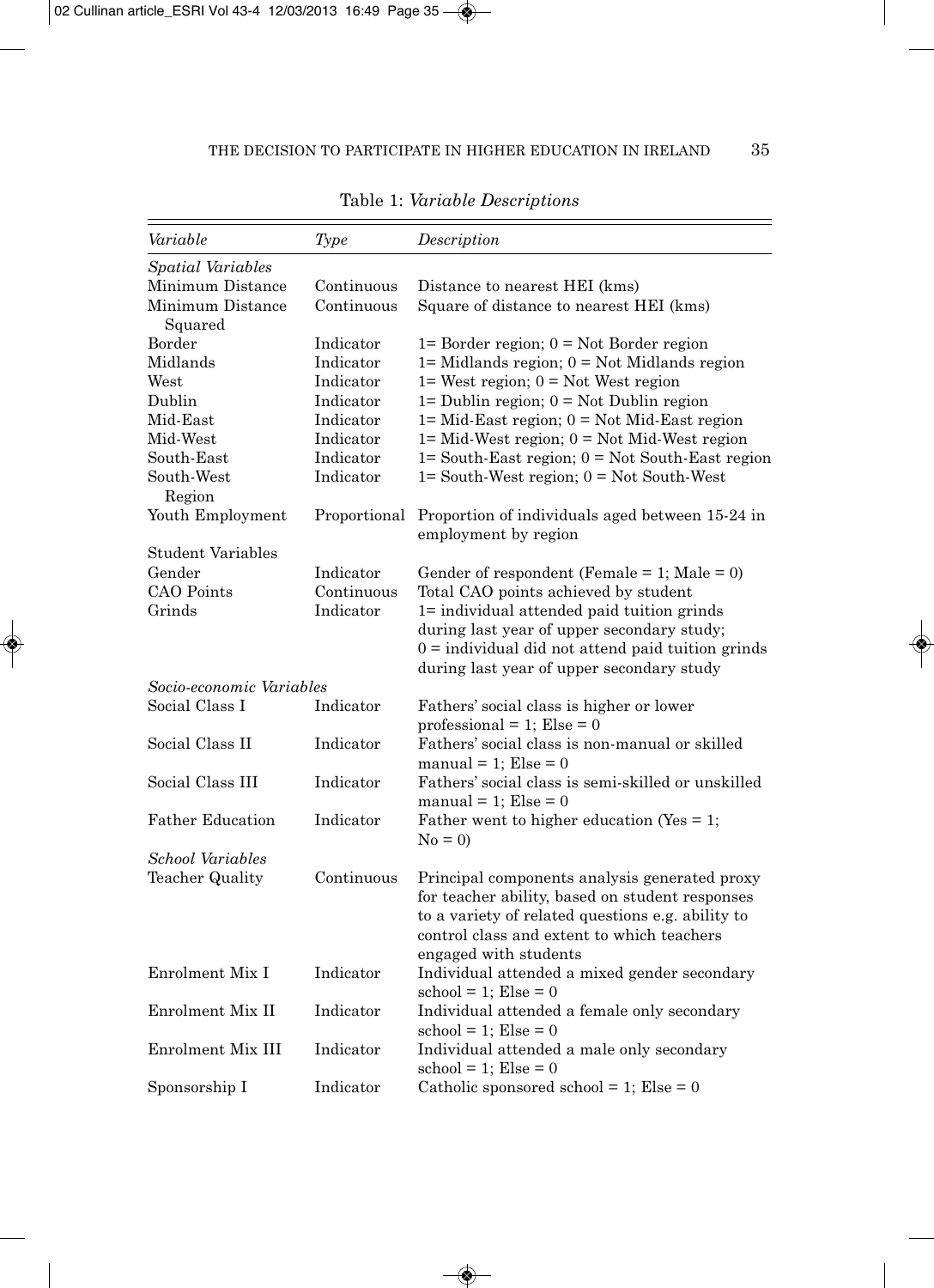Table 1: *Variable Descriptions*

| *Variable* | *Type* | *Description* |
|---|---|---|
| *Spatial Variables* | | |
| Minimum Distance | Continuous | Distance to nearest HEI (kms) |
| Minimum Distance Squared | Continuous | Square of distance to nearest HEI (kms) |
| Border | Indicator | 1= Border region; 0 = Not Border region |
| Midlands | Indicator | 1= Midlands region; 0 = Not Midlands region |
| West | Indicator | 1= West region; 0 = Not West region |
| Dublin | Indicator | 1= Dublin region; 0 = Not Dublin region |
| Mid-East | Indicator | 1= Mid-East region; 0 = Not Mid-East region |
| Mid-West | Indicator | 1= Mid-West region; 0 = Not Mid-West region |
| South-East | Indicator | 1= South-East region; 0 = Not South-East region |
| South-West Region | Indicator | 1= South-West region; 0 = Not South-West |
| Youth Employment | Proportional | Proportion of individuals aged between 15-24 in employment by region |
| Student Variables | | |
| Gender | Indicator | Gender of respondent (Female = 1; Male = 0) |
| CAO Points | Continuous | Total CAO points achieved by student |
| Grinds | Indicator | 1= individual attended paid tuition grinds during last year of upper secondary study; 0 = individual did not attend paid tuition grinds during last year of upper secondary study |
| *Socio-economic Variables* | | |
| Social Class I | Indicator | Fathers' social class is higher or lower professional = 1; Else = 0 |
| Social Class II | Indicator | Fathers' social class is non-manual or skilled manual = 1; Else = 0 |
| Social Class III | Indicator | Fathers' social class is semi-skilled or unskilled manual = 1; Else = 0 |
| Father Education | Indicator | Father went to higher education (Yes = 1; No = 0) |
| *School Variables* | | |
| Teacher Quality | Continuous | Principal components analysis generated proxy for teacher ability, based on student responses to a variety of related questions e.g. ability to control class and extent to which teachers engaged with students |
| Enrolment Mix I | Indicator | Individual attended a mixed gender secondary school = 1; Else = 0 |
| Enrolment Mix II | Indicator | Individual attended a female only secondary school = 1; Else = 0 |
| Enrolment Mix III | Indicator | Individual attended a male only secondary school = 1; Else = 0 |
| Sponsorship I | Indicator | Catholic sponsored school = 1; Else = 0 |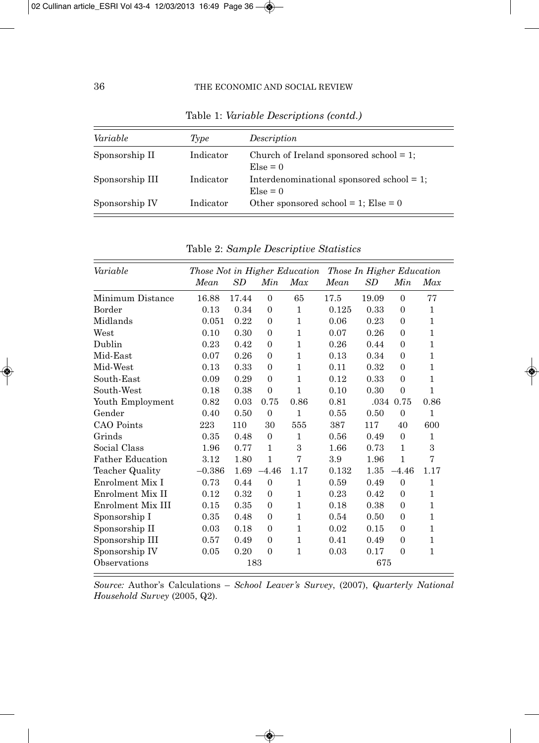Table 1: *Variable Descriptions (contd.)*

| *Variable* | *Type* | *Description* |
|---|---|---|
| Sponsorship II | Indicator | Church of Ireland sponsored school = 1; Else = 0 |
| Sponsorship III | Indicator | Interdenominational sponsored school = 1; Else = 0 |
| Sponsorship IV | Indicator | Other sponsored school = 1; Else = 0 |

Table 2: *Sample Descriptive Statistics*

| *Variable* | *Those Not in Higher Education* | | | | *Those In Higher Education* | | | |
|---|---|---|---|---|---|---|---|---|
| | *Mean* | *SD* | *Min* | *Max* | *Mean* | *SD* | *Min* | *Max* |
| Minimum Distance | 16.88 | 17.44 | 0 | 65 | 17.5 | 19.09 | 0 | 77 |
| Border | 0.13 | 0.34 | 0 | 1 | 0.125 | 0.33 | 0 | 1 |
| Midlands | 0.051 | 0.22 | 0 | 1 | 0.06 | 0.23 | 0 | 1 |
| West | 0.10 | 0.30 | 0 | 1 | 0.07 | 0.26 | 0 | 1 |
| Dublin | 0.23 | 0.42 | 0 | 1 | 0.26 | 0.44 | 0 | 1 |
| Mid-East | 0.07 | 0.26 | 0 | 1 | 0.13 | 0.34 | 0 | 1 |
| Mid-West | 0.13 | 0.33 | 0 | 1 | 0.11 | 0.32 | 0 | 1 |
| South-East | 0.09 | 0.29 | 0 | 1 | 0.12 | 0.33 | 0 | 1 |
| South-West | 0.18 | 0.38 | 0 | 1 | 0.10 | 0.30 | 0 | 1 |
| Youth Employment | 0.82 | 0.03 | 0.75 | 0.86 | 0.81 | .034 | 0.75 | 0.86 |
| Gender | 0.40 | 0.50 | 0 | 1 | 0.55 | 0.50 | 0 | 1 |
| CAO Points | 223 | 110 | 30 | 555 | 387 | 117 | 40 | 600 |
| Grinds | 0.35 | 0.48 | 0 | 1 | 0.56 | 0.49 | 0 | 1 |
| Social Class | 1.96 | 0.77 | 1 | 3 | 1.66 | 0.73 | 1 | 3 |
| Father Education | 3.12 | 1.80 | 1 | 7 | 3.9 | 1.96 | 1 | 7 |
| Teacher Quality | –0.386 | 1.69 | –4.46 | 1.17 | 0.132 | 1.35 | –4.46 | 1.17 |
| Enrolment Mix I | 0.73 | 0.44 | 0 | 1 | 0.59 | 0.49 | 0 | 1 |
| Enrolment Mix II | 0.12 | 0.32 | 0 | 1 | 0.23 | 0.42 | 0 | 1 |
| Enrolment Mix III | 0.15 | 0.35 | 0 | 1 | 0.18 | 0.38 | 0 | 1 |
| Sponsorship I | 0.35 | 0.48 | 0 | 1 | 0.54 | 0.50 | 0 | 1 |
| Sponsorship II | 0.03 | 0.18 | 0 | 1 | 0.02 | 0.15 | 0 | 1 |
| Sponsorship III | 0.57 | 0.49 | 0 | 1 | 0.41 | 0.49 | 0 | 1 |
| Sponsorship IV | 0.05 | 0.20 | 0 | 1 | 0.03 | 0.17 | 0 | 1 |
| Observations | | 183 | | | | 675 | | |

*Source:* Author's Calculations – *School Leaver's Survey*, (2007), *Quarterly National Household Survey* (2005, Q2).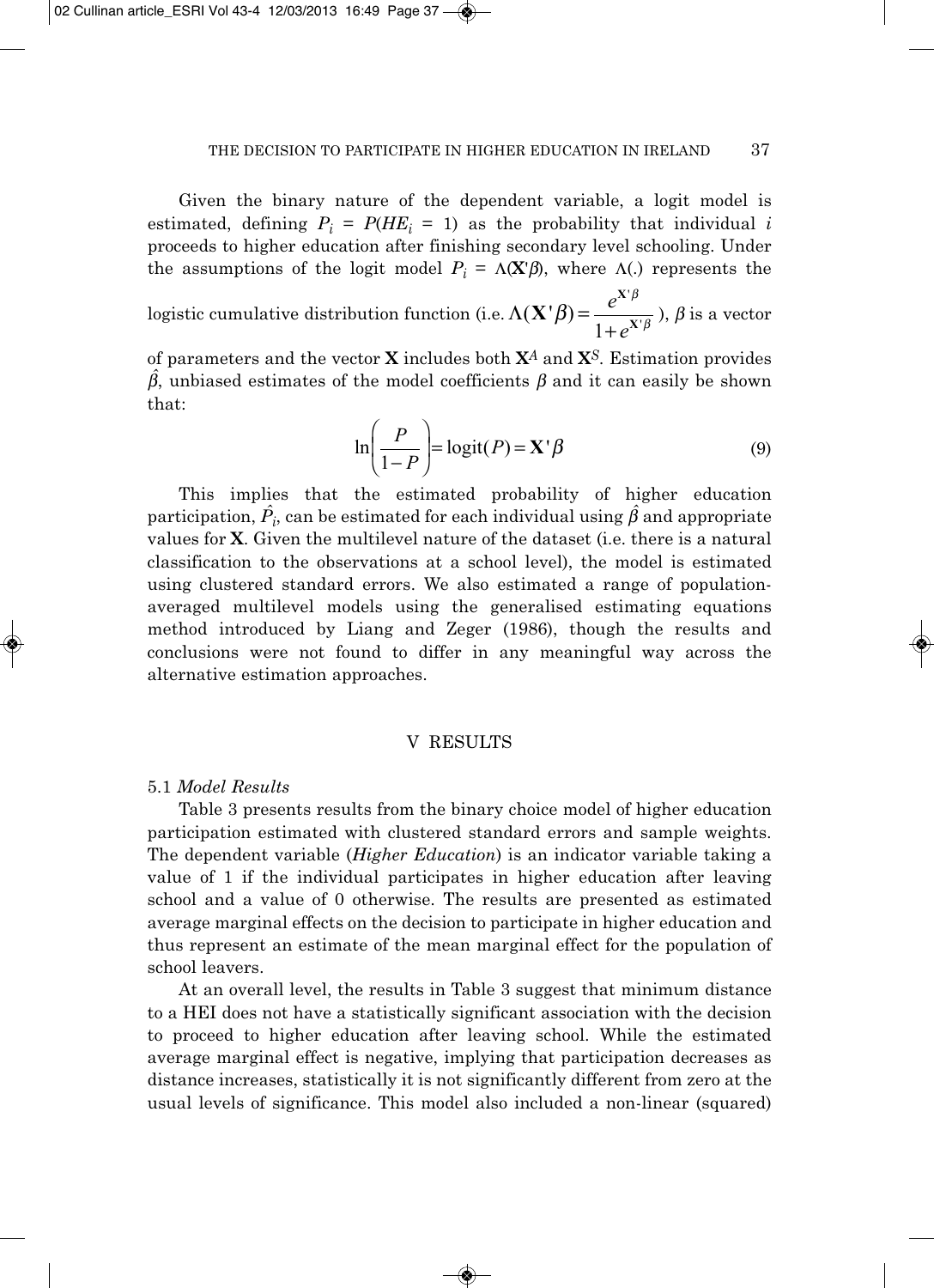Given the binary nature of the dependent variable, a logit model is estimated, defining $P_i = P(HE_i = 1)$ as the probability that individual $i$ proceeds to higher education after finishing secondary level schooling. Under the assumptions of the logit model $P_i = \Lambda(\mathbf{X}'\beta)$, where $\Lambda(.)$ represents the logistic cumulative distribution function (i.e. $\Lambda(\mathbf{X}'\beta) = \frac{e^{\mathbf{X}'\beta}}{1+e^{\mathbf{X}'\beta}}$ ), $\beta$ is a vector of parameters and the vector $\mathbf{X}$ includes both $\mathbf{X}^A$ and $\mathbf{X}^S$. Estimation provides $\hat{\beta}$, unbiased estimates of the model coefficients $\beta$ and it can easily be shown that:

$$\ln\left(\frac{P}{1-P}\right) = \text{logit}(P) = \mathbf{X}'\beta \tag{9}$$

This implies that the estimated probability of higher education participation, $\hat{P}_i$, can be estimated for each individual using $\hat{\beta}$ and appropriate values for $\mathbf{X}$. Given the multilevel nature of the dataset (i.e. there is a natural classification to the observations at a school level), the model is estimated using clustered standard errors. We also estimated a range of population-averaged multilevel models using the generalised estimating equations method introduced by Liang and Zeger (1986), though the results and conclusions were not found to differ in any meaningful way across the alternative estimation approaches.

## V RESULTS

### 5.1 *Model Results*

Table 3 presents results from the binary choice model of higher education participation estimated with clustered standard errors and sample weights. The dependent variable (*Higher Education*) is an indicator variable taking a value of 1 if the individual participates in higher education after leaving school and a value of 0 otherwise. The results are presented as estimated average marginal effects on the decision to participate in higher education and thus represent an estimate of the mean marginal effect for the population of school leavers.

At an overall level, the results in Table 3 suggest that minimum distance to a HEI does not have a statistically significant association with the decision to proceed to higher education after leaving school. While the estimated average marginal effect is negative, implying that participation decreases as distance increases, statistically it is not significantly different from zero at the usual levels of significance. This model also included a non-linear (squared)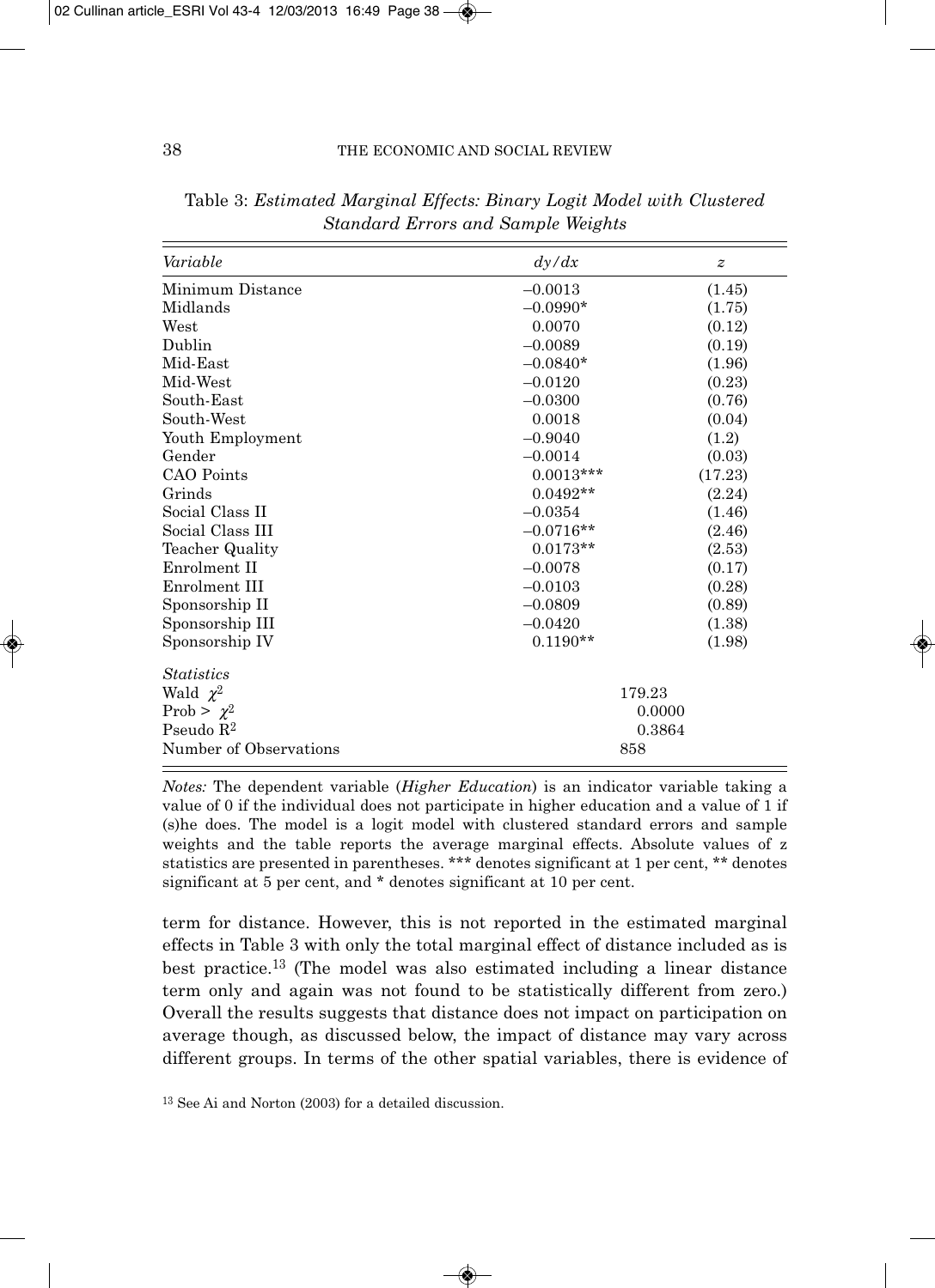Table 3: *Estimated Marginal Effects: Binary Logit Model with Clustered Standard Errors and Sample Weights*

| *Variable* | *dy/dx* | *z* |
|---|---|---|
| Minimum Distance | –0.0013 | (1.45) |
| Midlands | –0.0990* | (1.75) |
| West | 0.0070 | (0.12) |
| Dublin | –0.0089 | (0.19) |
| Mid-East | –0.0840* | (1.96) |
| Mid-West | –0.0120 | (0.23) |
| South-East | –0.0300 | (0.76) |
| South-West | 0.0018 | (0.04) |
| Youth Employment | –0.9040 | (1.2) |
| Gender | –0.0014 | (0.03) |
| CAO Points | 0.0013*** | (17.23) |
| Grinds | 0.0492** | (2.24) |
| Social Class II | –0.0354 | (1.46) |
| Social Class III | –0.0716** | (2.46) |
| Teacher Quality | 0.0173** | (2.53) |
| Enrolment II | –0.0078 | (0.17) |
| Enrolment III | –0.0103 | (0.28) |
| Sponsorship II | –0.0809 | (0.89) |
| Sponsorship III | –0.0420 | (1.38) |
| Sponsorship IV | 0.1190** | (1.98) |
| *Statistics* | | |
| Wald $\chi^2$ | 179.23 | |
| Prob > $\chi^2$ | 0.0000 | |
| Pseudo $R^2$ | 0.3864 | |
| Number of Observations | 858 | |

*Notes:* The dependent variable (*Higher Education*) is an indicator variable taking a value of 0 if the individual does not participate in higher education and a value of 1 if (s)he does. The model is a logit model with clustered standard errors and sample weights and the table reports the average marginal effects. Absolute values of z statistics are presented in parentheses. *** denotes significant at 1 per cent, ** denotes significant at 5 per cent, and * denotes significant at 10 per cent.

term for distance. However, this is not reported in the estimated marginal effects in Table 3 with only the total marginal effect of distance included as is best practice.[13] (The model was also estimated including a linear distance term only and again was not found to be statistically different from zero.) Overall the results suggests that distance does not impact on participation on average though, as discussed below, the impact of distance may vary across different groups. In terms of the other spatial variables, there is evidence of

[13] See Ai and Norton (2003) for a detailed discussion.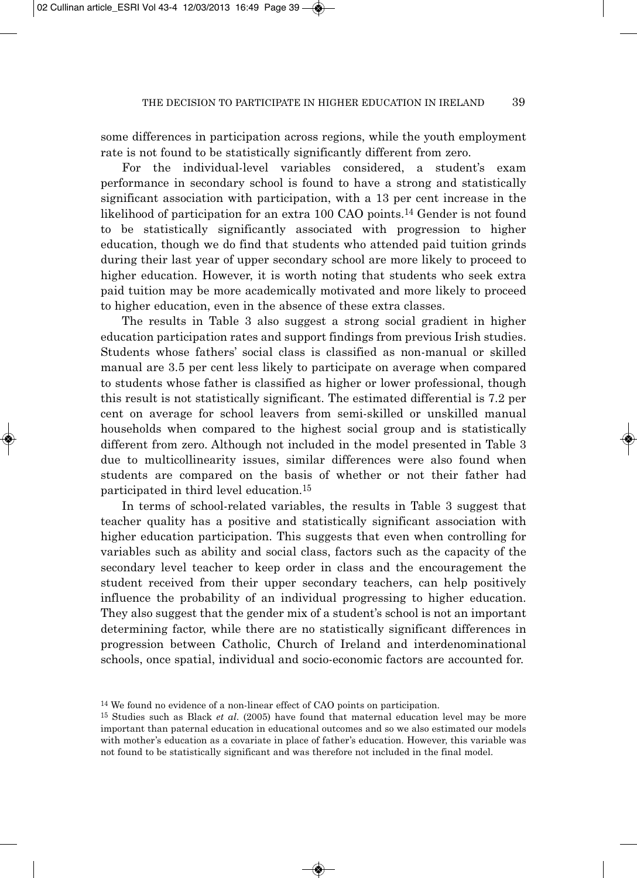some differences in participation across regions, while the youth employment rate is not found to be statistically significantly different from zero.

For the individual-level variables considered, a student's exam performance in secondary school is found to have a strong and statistically significant association with participation, with a 13 per cent increase in the likelihood of participation for an extra 100 CAO points.[14] Gender is not found to be statistically significantly associated with progression to higher education, though we do find that students who attended paid tuition grinds during their last year of upper secondary school are more likely to proceed to higher education. However, it is worth noting that students who seek extra paid tuition may be more academically motivated and more likely to proceed to higher education, even in the absence of these extra classes.

The results in Table 3 also suggest a strong social gradient in higher education participation rates and support findings from previous Irish studies. Students whose fathers' social class is classified as non-manual or skilled manual are 3.5 per cent less likely to participate on average when compared to students whose father is classified as higher or lower professional, though this result is not statistically significant. The estimated differential is 7.2 per cent on average for school leavers from semi-skilled or unskilled manual households when compared to the highest social group and is statistically different from zero. Although not included in the model presented in Table 3 due to multicollinearity issues, similar differences were also found when students are compared on the basis of whether or not their father had participated in third level education.[15]

In terms of school-related variables, the results in Table 3 suggest that teacher quality has a positive and statistically significant association with higher education participation. This suggests that even when controlling for variables such as ability and social class, factors such as the capacity of the secondary level teacher to keep order in class and the encouragement the student received from their upper secondary teachers, can help positively influence the probability of an individual progressing to higher education. They also suggest that the gender mix of a student's school is not an important determining factor, while there are no statistically significant differences in progression between Catholic, Church of Ireland and interdenominational schools, once spatial, individual and socio-economic factors are accounted for.

[14] We found no evidence of a non-linear effect of CAO points on participation.

[15] Studies such as Black *et al*. (2005) have found that maternal education level may be more important than paternal education in educational outcomes and so we also estimated our models with mother's education as a covariate in place of father's education. However, this variable was not found to be statistically significant and was therefore not included in the final model.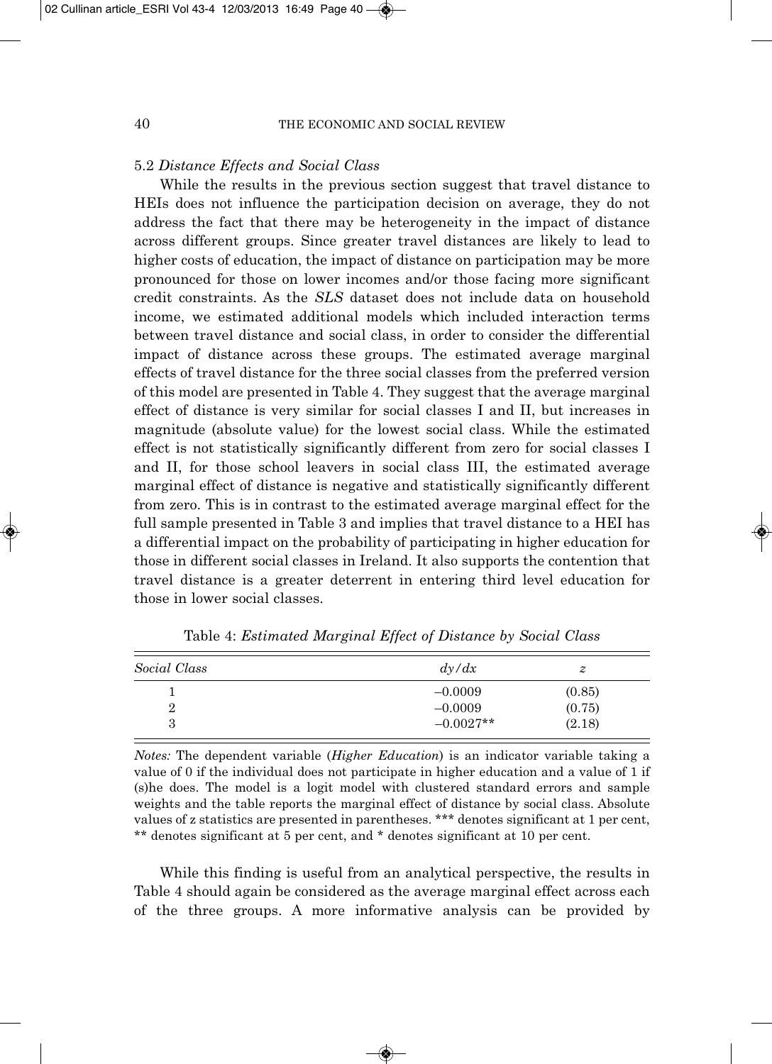### 5.2 *Distance Effects and Social Class*

While the results in the previous section suggest that travel distance to HEIs does not influence the participation decision on average, they do not address the fact that there may be heterogeneity in the impact of distance across different groups. Since greater travel distances are likely to lead to higher costs of education, the impact of distance on participation may be more pronounced for those on lower incomes and/or those facing more significant credit constraints. As the *SLS* dataset does not include data on household income, we estimated additional models which included interaction terms between travel distance and social class, in order to consider the differential impact of distance across these groups. The estimated average marginal effects of travel distance for the three social classes from the preferred version of this model are presented in Table 4. They suggest that the average marginal effect of distance is very similar for social classes I and II, but increases in magnitude (absolute value) for the lowest social class. While the estimated effect is not statistically significantly different from zero for social classes I and II, for those school leavers in social class III, the estimated average marginal effect of distance is negative and statistically significantly different from zero. This is in contrast to the estimated average marginal effect for the full sample presented in Table 3 and implies that travel distance to a HEI has a differential impact on the probability of participating in higher education for those in different social classes in Ireland. It also supports the contention that travel distance is a greater deterrent in entering third level education for those in lower social classes.

Table 4: *Estimated Marginal Effect of Distance by Social Class*

| *Social Class* | $dy/dx$ | $z$ |
|---|---|---|
| 1 | –0.0009 | (0.85) |
| 2 | –0.0009 | (0.75) |
| 3 | –0.0027** | (2.18) |

*Notes:* The dependent variable (*Higher Education*) is an indicator variable taking a value of 0 if the individual does not participate in higher education and a value of 1 if (s)he does. The model is a logit model with clustered standard errors and sample weights and the table reports the marginal effect of distance by social class. Absolute values of z statistics are presented in parentheses. *** denotes significant at 1 per cent, ** denotes significant at 5 per cent, and * denotes significant at 10 per cent.

While this finding is useful from an analytical perspective, the results in Table 4 should again be considered as the average marginal effect across each of the three groups. A more informative analysis can be provided by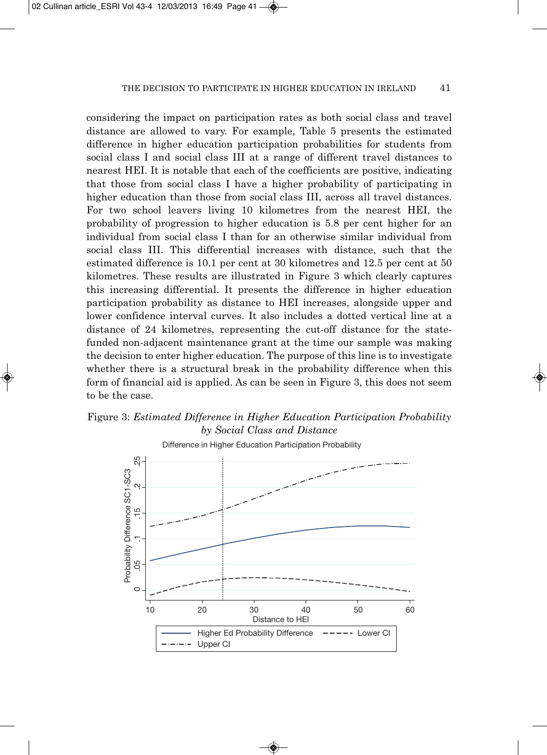considering the impact on participation rates as both social class and travel distance are allowed to vary. For example, Table 5 presents the estimated difference in higher education participation probabilities for students from social class I and social class III at a range of different travel distances to nearest HEI. It is notable that each of the coefficients are positive, indicating that those from social class I have a higher probability of participating in higher education than those from social class III, across all travel distances. For two school leavers living 10 kilometres from the nearest HEI, the probability of progression to higher education is 5.8 per cent higher for an individual from social class I than for an otherwise similar individual from social class III. This differential increases with distance, such that the estimated difference is 10.1 per cent at 30 kilometres and 12.5 per cent at 50 kilometres. These results are illustrated in Figure 3 which clearly captures this increasing differential. It presents the difference in higher education participation probability as distance to HEI increases, alongside upper and lower confidence interval curves. It also includes a dotted vertical line at a distance of 24 kilometres, representing the cut-off distance for the state-funded non-adjacent maintenance grant at the time our sample was making the decision to enter higher education. The purpose of this line is to investigate whether there is a structural break in the probability difference when this form of financial aid is applied. As can be seen in Figure 3, this does not seem to be the case.

Figure 3: *Estimated Difference in Higher Education Participation Probability by Social Class and Distance*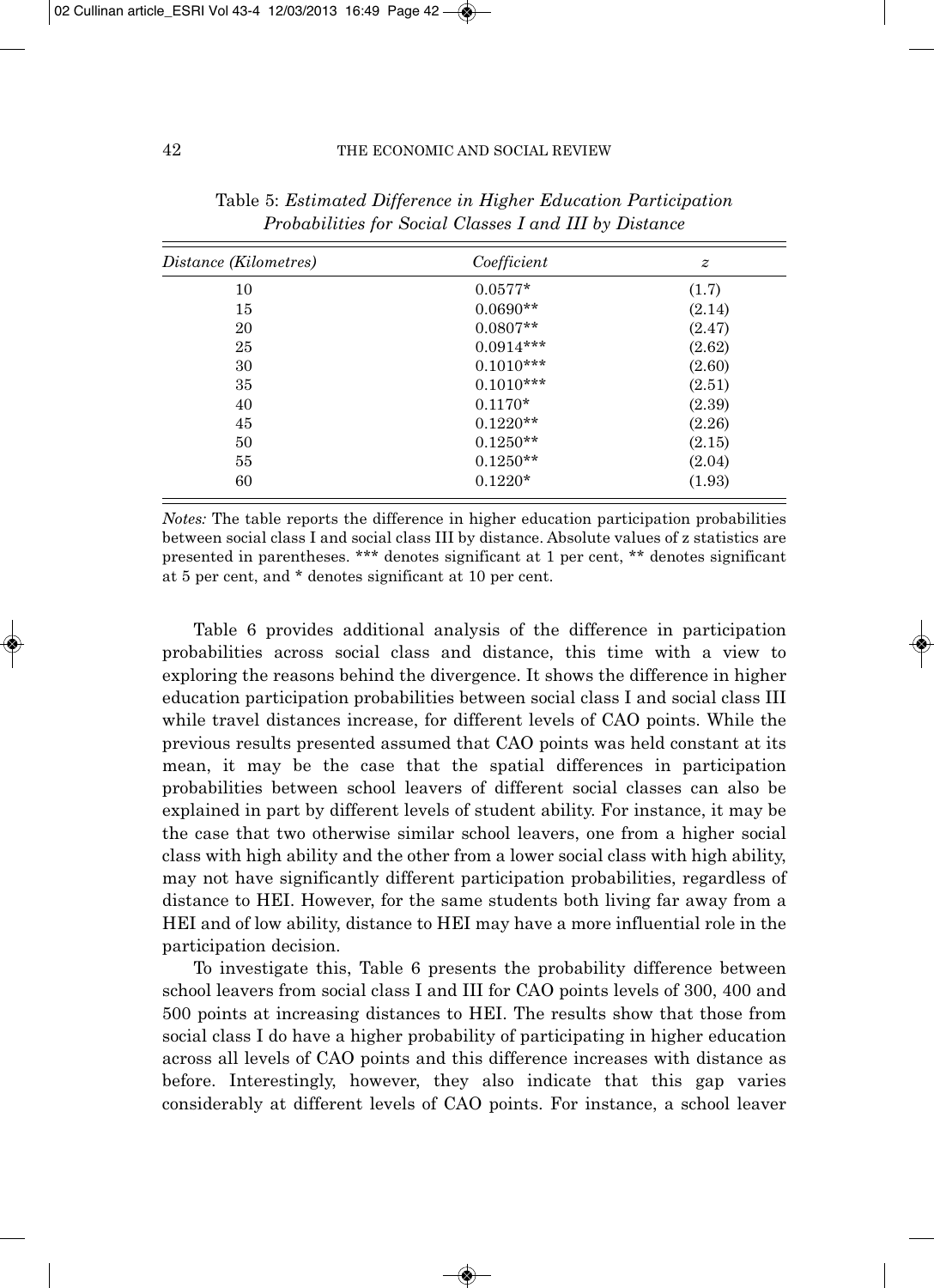Table 5: *Estimated Difference in Higher Education Participation Probabilities for Social Classes I and III by Distance*

| *Distance (Kilometres)* | *Coefficient* | *z* |
|---|---|---|
| 10 | 0.0577* | (1.7) |
| 15 | 0.0690** | (2.14) |
| 20 | 0.0807** | (2.47) |
| 25 | 0.0914*** | (2.62) |
| 30 | 0.1010*** | (2.60) |
| 35 | 0.1010*** | (2.51) |
| 40 | 0.1170* | (2.39) |
| 45 | 0.1220** | (2.26) |
| 50 | 0.1250** | (2.15) |
| 55 | 0.1250** | (2.04) |
| 60 | 0.1220* | (1.93) |

*Notes:* The table reports the difference in higher education participation probabilities between social class I and social class III by distance. Absolute values of z statistics are presented in parentheses. *** denotes significant at 1 per cent, ** denotes significant at 5 per cent, and * denotes significant at 10 per cent.

Table 6 provides additional analysis of the difference in participation probabilities across social class and distance, this time with a view to exploring the reasons behind the divergence. It shows the difference in higher education participation probabilities between social class I and social class III while travel distances increase, for different levels of CAO points. While the previous results presented assumed that CAO points was held constant at its mean, it may be the case that the spatial differences in participation probabilities between school leavers of different social classes can also be explained in part by different levels of student ability. For instance, it may be the case that two otherwise similar school leavers, one from a higher social class with high ability and the other from a lower social class with high ability, may not have significantly different participation probabilities, regardless of distance to HEI. However, for the same students both living far away from a HEI and of low ability, distance to HEI may have a more influential role in the participation decision.

To investigate this, Table 6 presents the probability difference between school leavers from social class I and III for CAO points levels of 300, 400 and 500 points at increasing distances to HEI. The results show that those from social class I do have a higher probability of participating in higher education across all levels of CAO points and this difference increases with distance as before. Interestingly, however, they also indicate that this gap varies considerably at different levels of CAO points. For instance, a school leaver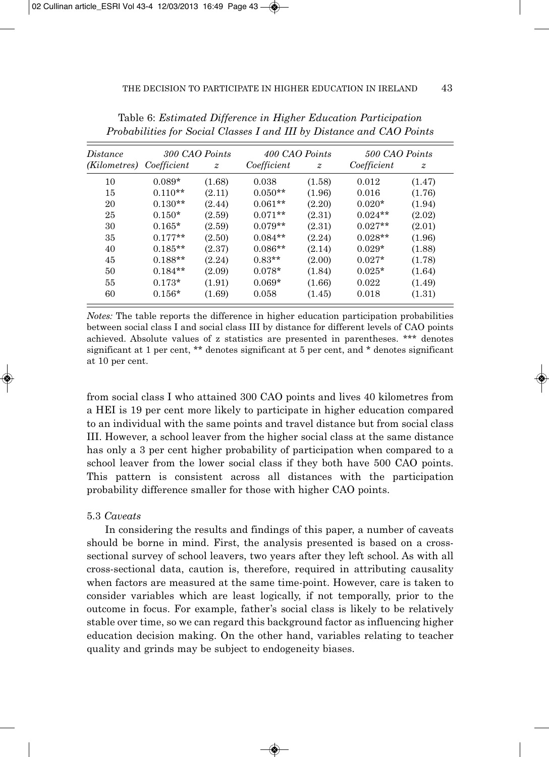Table 6: *Estimated Difference in Higher Education Participation Probabilities for Social Classes I and III by Distance and CAO Points*

| *Distance* | *300 CAO Points* | | *400 CAO Points* | | *500 CAO Points* | |
|---|---|---|---|---|---|---|
| *(Kilometres)* | *Coefficient* | *z* | *Coefficient* | *z* | *Coefficient* | *z* |
| 10 | 0.089* | (1.68) | 0.038 | (1.58) | 0.012 | (1.47) |
| 15 | 0.110** | (2.11) | 0.050** | (1.96) | 0.016 | (1.76) |
| 20 | 0.130** | (2.44) | 0.061** | (2.20) | 0.020* | (1.94) |
| 25 | 0.150* | (2.59) | 0.071** | (2.31) | 0.024** | (2.02) |
| 30 | 0.165* | (2.59) | 0.079** | (2.31) | 0.027** | (2.01) |
| 35 | 0.177** | (2.50) | 0.084** | (2.24) | 0.028** | (1.96) |
| 40 | 0.185** | (2.37) | 0.086** | (2.14) | 0.029* | (1.88) |
| 45 | 0.188** | (2.24) | 0.83** | (2.00) | 0.027* | (1.78) |
| 50 | 0.184** | (2.09) | 0.078* | (1.84) | 0.025* | (1.64) |
| 55 | 0.173* | (1.91) | 0.069* | (1.66) | 0.022 | (1.49) |
| 60 | 0.156* | (1.69) | 0.058 | (1.45) | 0.018 | (1.31) |

*Notes:* The table reports the difference in higher education participation probabilities between social class I and social class III by distance for different levels of CAO points achieved. Absolute values of z statistics are presented in parentheses. *** denotes significant at 1 per cent, ** denotes significant at 5 per cent, and * denotes significant at 10 per cent.

from social class I who attained 300 CAO points and lives 40 kilometres from a HEI is 19 per cent more likely to participate in higher education compared to an individual with the same points and travel distance but from social class III. However, a school leaver from the higher social class at the same distance has only a 3 per cent higher probability of participation when compared to a school leaver from the lower social class if they both have 500 CAO points. This pattern is consistent across all distances with the participation probability difference smaller for those with higher CAO points.

### 5.3 *Caveats*

In considering the results and findings of this paper, a number of caveats should be borne in mind. First, the analysis presented is based on a cross-sectional survey of school leavers, two years after they left school. As with all cross-sectional data, caution is, therefore, required in attributing causality when factors are measured at the same time-point. However, care is taken to consider variables which are least logically, if not temporally, prior to the outcome in focus. For example, father's social class is likely to be relatively stable over time, so we can regard this background factor as influencing higher education decision making. On the other hand, variables relating to teacher quality and grinds may be subject to endogeneity biases.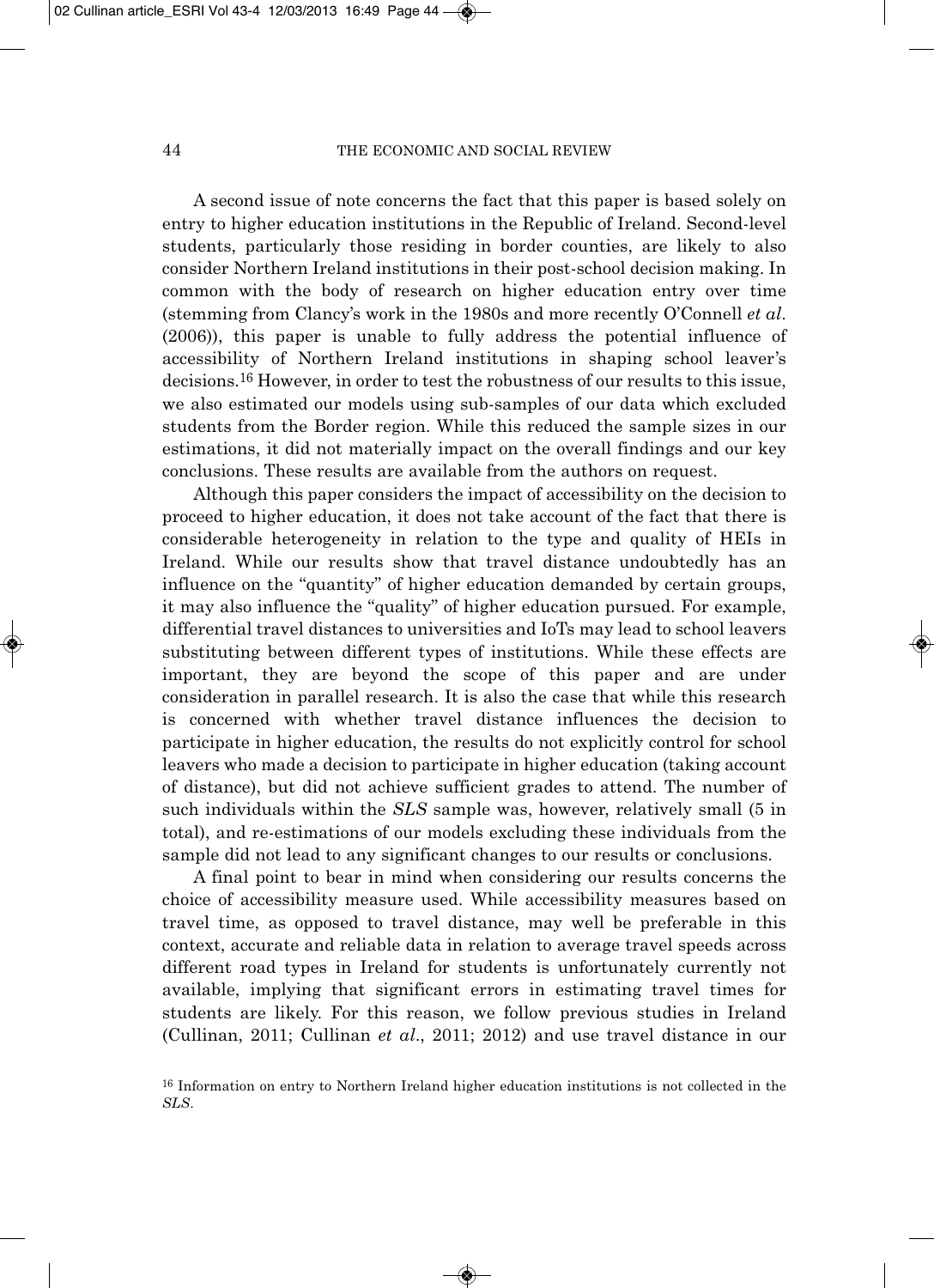A second issue of note concerns the fact that this paper is based solely on entry to higher education institutions in the Republic of Ireland. Second-level students, particularly those residing in border counties, are likely to also consider Northern Ireland institutions in their post-school decision making. In common with the body of research on higher education entry over time (stemming from Clancy's work in the 1980s and more recently O'Connell *et al.* (2006)), this paper is unable to fully address the potential influence of accessibility of Northern Ireland institutions in shaping school leaver's decisions.[16] However, in order to test the robustness of our results to this issue, we also estimated our models using sub-samples of our data which excluded students from the Border region. While this reduced the sample sizes in our estimations, it did not materially impact on the overall findings and our key conclusions. These results are available from the authors on request.

Although this paper considers the impact of accessibility on the decision to proceed to higher education, it does not take account of the fact that there is considerable heterogeneity in relation to the type and quality of HEIs in Ireland. While our results show that travel distance undoubtedly has an influence on the "quantity" of higher education demanded by certain groups, it may also influence the "quality" of higher education pursued. For example, differential travel distances to universities and IoTs may lead to school leavers substituting between different types of institutions. While these effects are important, they are beyond the scope of this paper and are under consideration in parallel research. It is also the case that while this research is concerned with whether travel distance influences the decision to participate in higher education, the results do not explicitly control for school leavers who made a decision to participate in higher education (taking account of distance), but did not achieve sufficient grades to attend. The number of such individuals within the *SLS* sample was, however, relatively small (5 in total), and re-estimations of our models excluding these individuals from the sample did not lead to any significant changes to our results or conclusions.

A final point to bear in mind when considering our results concerns the choice of accessibility measure used. While accessibility measures based on travel time, as opposed to travel distance, may well be preferable in this context, accurate and reliable data in relation to average travel speeds across different road types in Ireland for students is unfortunately currently not available, implying that significant errors in estimating travel times for students are likely. For this reason, we follow previous studies in Ireland (Cullinan, 2011; Cullinan *et al*., 2011; 2012) and use travel distance in our

[16] Information on entry to Northern Ireland higher education institutions is not collected in the *SLS*.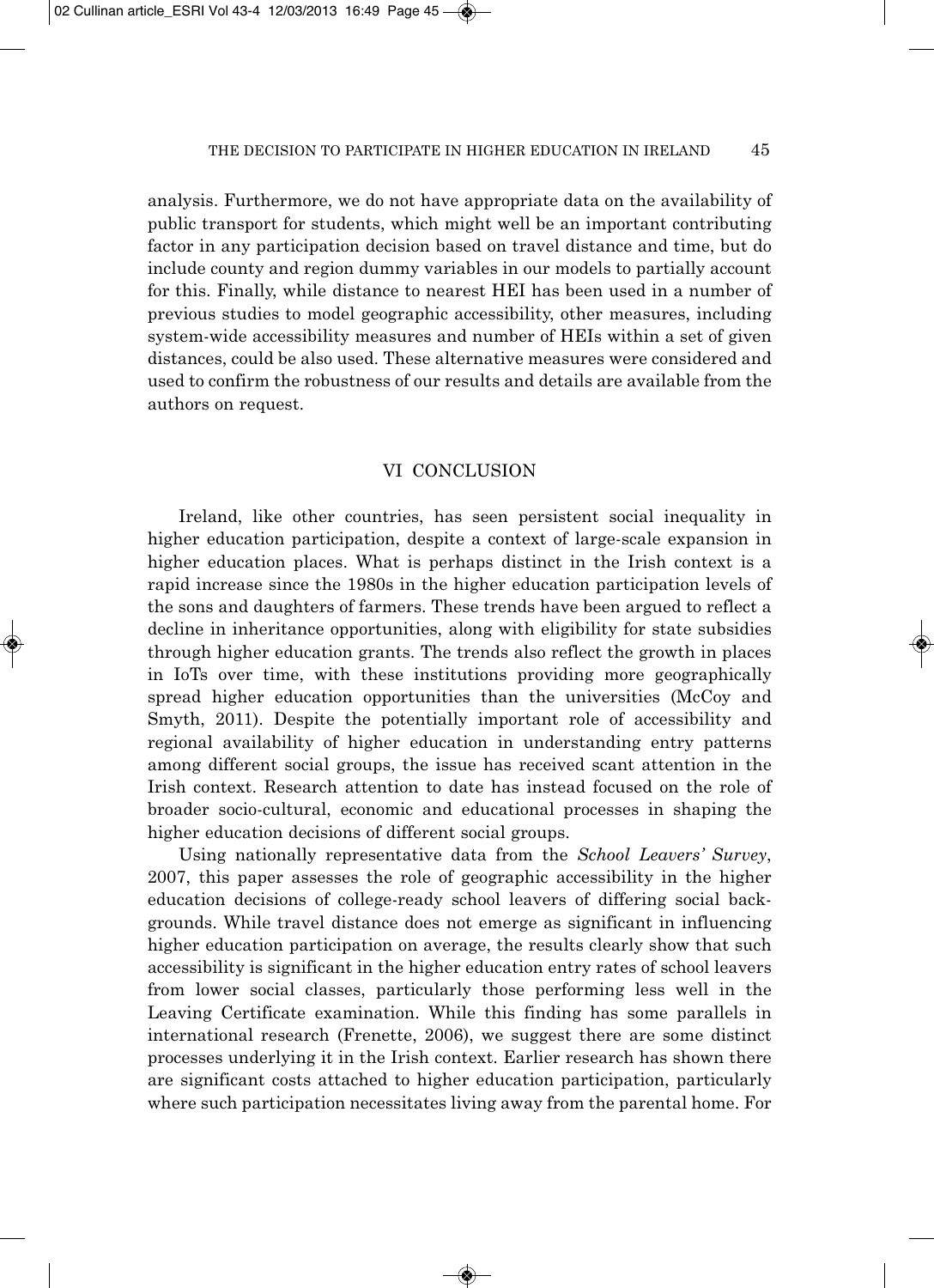analysis. Furthermore, we do not have appropriate data on the availability of public transport for students, which might well be an important contributing factor in any participation decision based on travel distance and time, but do include county and region dummy variables in our models to partially account for this. Finally, while distance to nearest HEI has been used in a number of previous studies to model geographic accessibility, other measures, including system-wide accessibility measures and number of HEIs within a set of given distances, could be also used. These alternative measures were considered and used to confirm the robustness of our results and details are available from the authors on request.

## VI CONCLUSION

Ireland, like other countries, has seen persistent social inequality in higher education participation, despite a context of large-scale expansion in higher education places. What is perhaps distinct in the Irish context is a rapid increase since the 1980s in the higher education participation levels of the sons and daughters of farmers. These trends have been argued to reflect a decline in inheritance opportunities, along with eligibility for state subsidies through higher education grants. The trends also reflect the growth in places in IoTs over time, with these institutions providing more geographically spread higher education opportunities than the universities (McCoy and Smyth, 2011). Despite the potentially important role of accessibility and regional availability of higher education in understanding entry patterns among different social groups, the issue has received scant attention in the Irish context. Research attention to date has instead focused on the role of broader socio-cultural, economic and educational processes in shaping the higher education decisions of different social groups.

Using nationally representative data from the *School Leavers' Survey*, 2007, this paper assesses the role of geographic accessibility in the higher education decisions of college-ready school leavers of differing social backgrounds. While travel distance does not emerge as significant in influencing higher education participation on average, the results clearly show that such accessibility is significant in the higher education entry rates of school leavers from lower social classes, particularly those performing less well in the Leaving Certificate examination. While this finding has some parallels in international research (Frenette, 2006), we suggest there are some distinct processes underlying it in the Irish context. Earlier research has shown there are significant costs attached to higher education participation, particularly where such participation necessitates living away from the parental home. For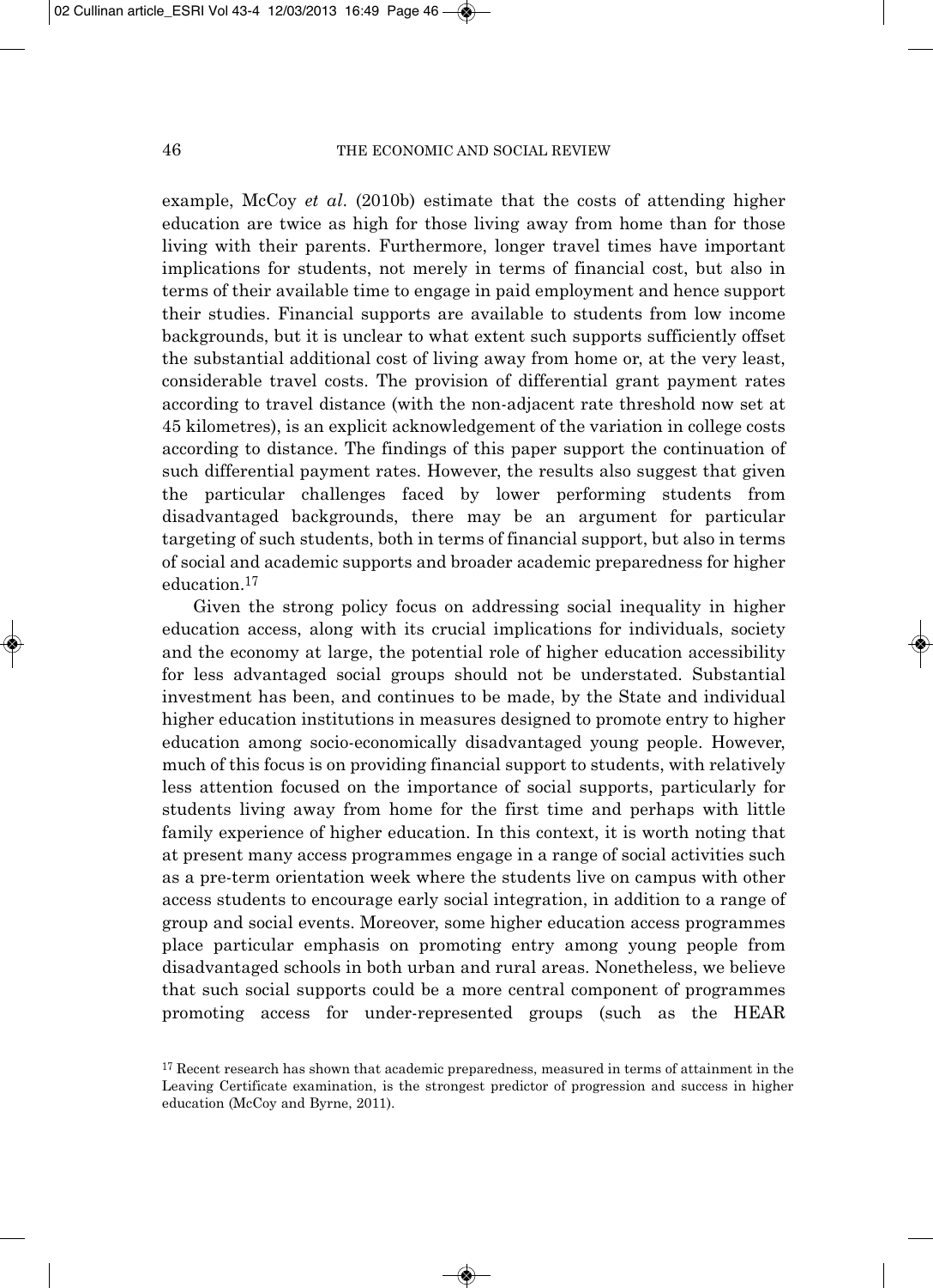example, McCoy *et al*. (2010b) estimate that the costs of attending higher education are twice as high for those living away from home than for those living with their parents. Furthermore, longer travel times have important implications for students, not merely in terms of financial cost, but also in terms of their available time to engage in paid employment and hence support their studies. Financial supports are available to students from low income backgrounds, but it is unclear to what extent such supports sufficiently offset the substantial additional cost of living away from home or, at the very least, considerable travel costs. The provision of differential grant payment rates according to travel distance (with the non-adjacent rate threshold now set at 45 kilometres), is an explicit acknowledgement of the variation in college costs according to distance. The findings of this paper support the continuation of such differential payment rates. However, the results also suggest that given the particular challenges faced by lower performing students from disadvantaged backgrounds, there may be an argument for particular targeting of such students, both in terms of financial support, but also in terms of social and academic supports and broader academic preparedness for higher education.[17]

Given the strong policy focus on addressing social inequality in higher education access, along with its crucial implications for individuals, society and the economy at large, the potential role of higher education accessibility for less advantaged social groups should not be understated. Substantial investment has been, and continues to be made, by the State and individual higher education institutions in measures designed to promote entry to higher education among socio-economically disadvantaged young people. However, much of this focus is on providing financial support to students, with relatively less attention focused on the importance of social supports, particularly for students living away from home for the first time and perhaps with little family experience of higher education. In this context, it is worth noting that at present many access programmes engage in a range of social activities such as a pre-term orientation week where the students live on campus with other access students to encourage early social integration, in addition to a range of group and social events. Moreover, some higher education access programmes place particular emphasis on promoting entry among young people from disadvantaged schools in both urban and rural areas. Nonetheless, we believe that such social supports could be a more central component of programmes promoting access for under-represented groups (such as the HEAR

[17] Recent research has shown that academic preparedness, measured in terms of attainment in the Leaving Certificate examination, is the strongest predictor of progression and success in higher education (McCoy and Byrne, 2011).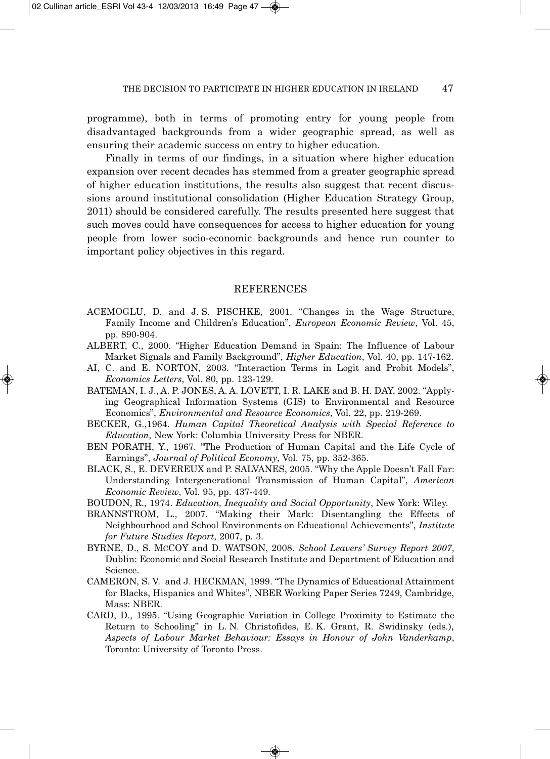programme), both in terms of promoting entry for young people from disadvantaged backgrounds from a wider geographic spread, as well as ensuring their academic success on entry to higher education.

Finally in terms of our findings, in a situation where higher education expansion over recent decades has stemmed from a greater geographic spread of higher education institutions, the results also suggest that recent discussions around institutional consolidation (Higher Education Strategy Group, 2011) should be considered carefully. The results presented here suggest that such moves could have consequences for access to higher education for young people from lower socio-economic backgrounds and hence run counter to important policy objectives in this regard.

## REFERENCES

ACEMOGLU, D. and J. S. PISCHKE, 2001. "Changes in the Wage Structure, Family Income and Children's Education", *European Economic Review*, Vol. 45, pp. 890-904.

ALBERT, C., 2000. "Higher Education Demand in Spain: The Influence of Labour Market Signals and Family Background", *Higher Education*, Vol. 40, pp. 147-162.

AI, C. and E. NORTON, 2003. "Interaction Terms in Logit and Probit Models", *Economics Letters*, Vol. 80, pp. 123-129.

BATEMAN, I. J., A. P. JONES, A. A. LOVETT, I. R. LAKE and B. H. DAY, 2002. "Applying Geographical Information Systems (GIS) to Environmental and Resource Economics", *Environmental and Resource Economics*, Vol. 22, pp. 219-269.

BECKER, G.,1964. *Human Capital Theoretical Analysis with Special Reference to Education*, New York: Columbia University Press for NBER.

BEN PORATH, Y., 1967. "The Production of Human Capital and the Life Cycle of Earnings", *Journal of Political Economy*, Vol. 75, pp. 352-365.

BLACK, S., E. DEVEREUX and P. SALVANES, 2005. "Why the Apple Doesn't Fall Far: Understanding Intergenerational Transmission of Human Capital", *American Economic Review*, Vol. 95, pp. 437-449.

BOUDON, R., 1974. *Education, Inequality and Social Opportunity*, New York: Wiley.

BRANNSTROM, L., 2007. "Making their Mark: Disentangling the Effects of Neighbourhood and School Environments on Educational Achievements", *Institute for Future Studies Report*, 2007, p. 3.

BYRNE, D., S. MCCOY and D. WATSON, 2008. *School Leavers' Survey Report 2007*, Dublin: Economic and Social Research Institute and Department of Education and Science.

CAMERON, S. V. and J. HECKMAN, 1999. "The Dynamics of Educational Attainment for Blacks, Hispanics and Whites", NBER Working Paper Series 7249, Cambridge, Mass: NBER.

CARD, D., 1995. "Using Geographic Variation in College Proximity to Estimate the Return to Schooling" in L. N. Christofides, E. K. Grant, R. Swidinsky (eds.), *Aspects of Labour Market Behaviour: Essays in Honour of John Vanderkamp*, Toronto: University of Toronto Press.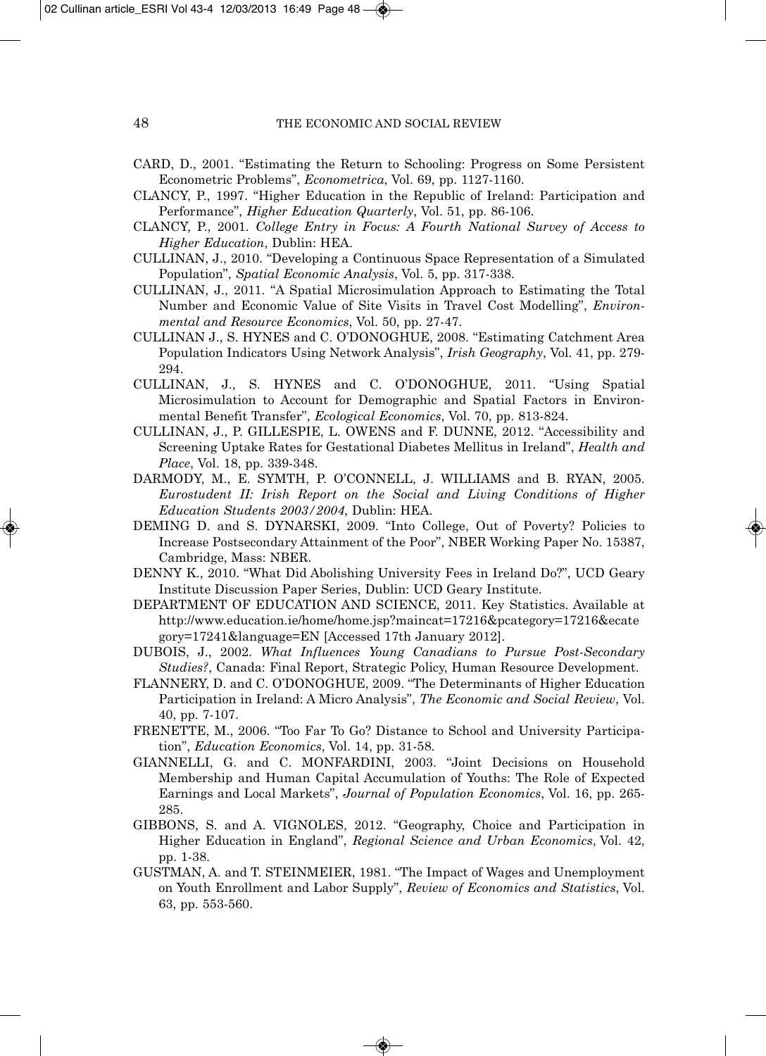CARD, D., 2001. "Estimating the Return to Schooling: Progress on Some Persistent Econometric Problems", *Econometrica*, Vol. 69, pp. 1127-1160.

CLANCY, P., 1997. "Higher Education in the Republic of Ireland: Participation and Performance", *Higher Education Quarterly*, Vol. 51, pp. 86-106.

CLANCY, P., 2001. *College Entry in Focus: A Fourth National Survey of Access to Higher Education*, Dublin: HEA.

CULLINAN, J., 2010. "Developing a Continuous Space Representation of a Simulated Population", *Spatial Economic Analysis*, Vol. 5, pp. 317-338.

CULLINAN, J., 2011. "A Spatial Microsimulation Approach to Estimating the Total Number and Economic Value of Site Visits in Travel Cost Modelling", *Environmental and Resource Economics*, Vol. 50, pp. 27-47.

CULLINAN J., S. HYNES and C. O'DONOGHUE, 2008. "Estimating Catchment Area Population Indicators Using Network Analysis", *Irish Geography*, Vol. 41, pp. 279-294.

CULLINAN, J., S. HYNES and C. O'DONOGHUE, 2011. "Using Spatial Microsimulation to Account for Demographic and Spatial Factors in Environmental Benefit Transfer", *Ecological Economics*, Vol. 70, pp. 813-824.

CULLINAN, J., P. GILLESPIE, L. OWENS and F. DUNNE, 2012. "Accessibility and Screening Uptake Rates for Gestational Diabetes Mellitus in Ireland", *Health and Place*, Vol. 18, pp. 339-348.

DARMODY, M., E. SYMTH, P. O'CONNELL, J. WILLIAMS and B. RYAN, 2005. *Eurostudent II: Irish Report on the Social and Living Conditions of Higher Education Students 2003/2004*, Dublin: HEA.

DEMING D. and S. DYNARSKI, 2009. "Into College, Out of Poverty? Policies to Increase Postsecondary Attainment of the Poor", NBER Working Paper No. 15387, Cambridge, Mass: NBER.

DENNY K., 2010. "What Did Abolishing University Fees in Ireland Do?", UCD Geary Institute Discussion Paper Series, Dublin: UCD Geary Institute.

DEPARTMENT OF EDUCATION AND SCIENCE, 2011. Key Statistics. Available at http://www.education.ie/home/home.jsp?maincat=17216&pcategory=17216&ecategory=17241&language=EN [Accessed 17th January 2012].

DUBOIS, J., 2002. *What Influences Young Canadians to Pursue Post-Secondary Studies?*, Canada: Final Report, Strategic Policy, Human Resource Development.

FLANNERY, D. and C. O'DONOGHUE, 2009. "The Determinants of Higher Education Participation in Ireland: A Micro Analysis", *The Economic and Social Review*, Vol. 40, pp. 7-107.

FRENETTE, M., 2006. "Too Far To Go? Distance to School and University Participation", *Education Economics*, Vol. 14, pp. 31-58.

GIANNELLI, G. and C. MONFARDINI, 2003. "Joint Decisions on Household Membership and Human Capital Accumulation of Youths: The Role of Expected Earnings and Local Markets", *Journal of Population Economics*, Vol. 16, pp. 265-285.

GIBBONS, S. and A. VIGNOLES, 2012. "Geography, Choice and Participation in Higher Education in England", *Regional Science and Urban Economics*, Vol. 42, pp. 1-38.

GUSTMAN, A. and T. STEINMEIER, 1981. "The Impact of Wages and Unemployment on Youth Enrollment and Labor Supply", *Review of Economics and Statistics*, Vol. 63, pp. 553-560.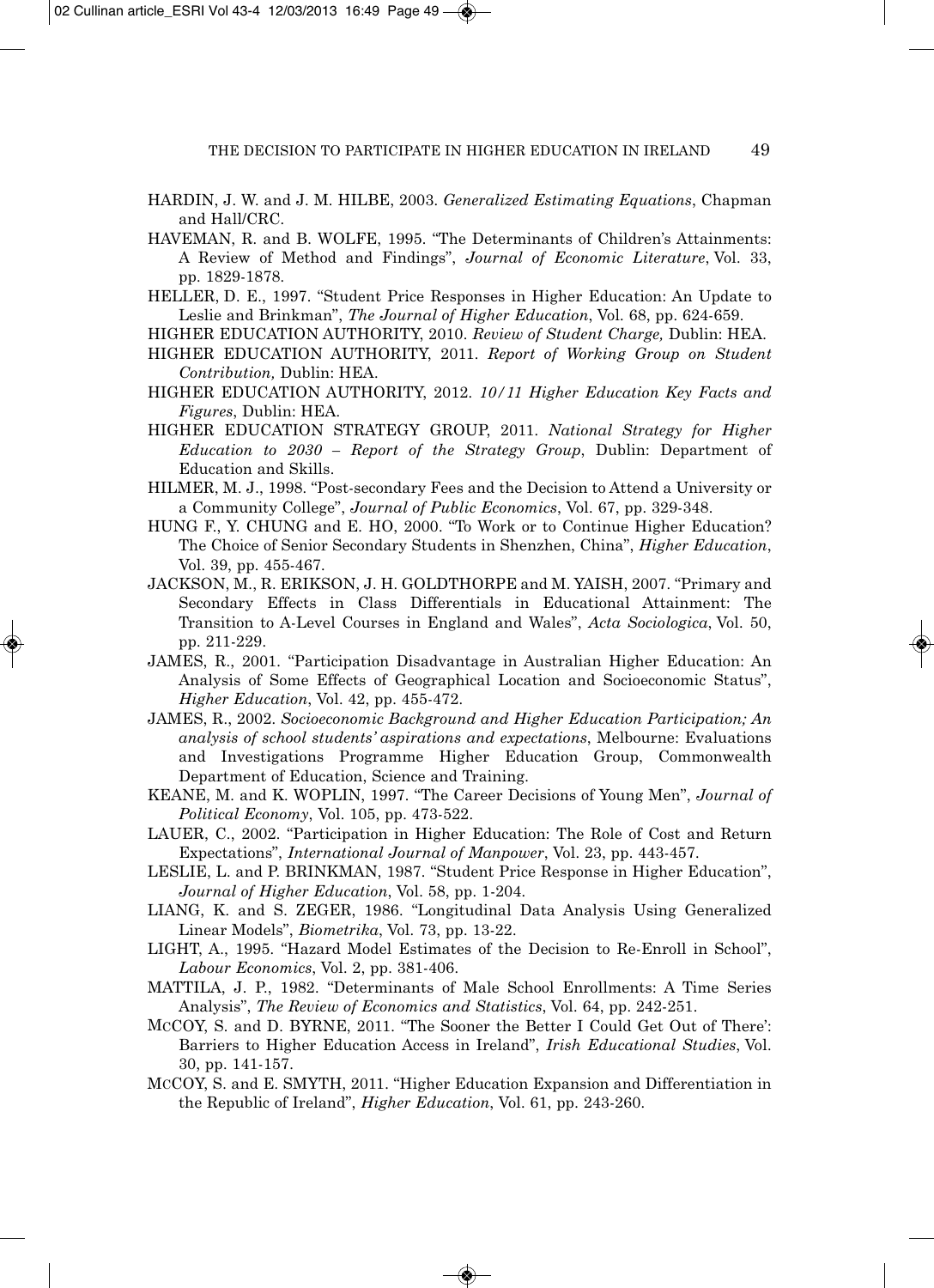HARDIN, J. W. and J. M. HILBE, 2003. *Generalized Estimating Equations*, Chapman and Hall/CRC.

HAVEMAN, R. and B. WOLFE, 1995. "The Determinants of Children's Attainments: A Review of Method and Findings", *Journal of Economic Literature*, Vol. 33, pp. 1829-1878.

HELLER, D. E., 1997. "Student Price Responses in Higher Education: An Update to Leslie and Brinkman", *The Journal of Higher Education*, Vol. 68, pp. 624-659.

HIGHER EDUCATION AUTHORITY, 2010. *Review of Student Charge,* Dublin: HEA.

HIGHER EDUCATION AUTHORITY, 2011. *Report of Working Group on Student Contribution,* Dublin: HEA.

HIGHER EDUCATION AUTHORITY, 2012. *10/11 Higher Education Key Facts and Figures*, Dublin: HEA.

HIGHER EDUCATION STRATEGY GROUP, 2011. *National Strategy for Higher Education to 2030 – Report of the Strategy Group*, Dublin: Department of Education and Skills.

HILMER, M. J., 1998. "Post-secondary Fees and the Decision to Attend a University or a Community College", *Journal of Public Economics*, Vol. 67, pp. 329-348.

HUNG F., Y. CHUNG and E. HO, 2000. "To Work or to Continue Higher Education? The Choice of Senior Secondary Students in Shenzhen, China", *Higher Education*, Vol. 39, pp. 455-467.

JACKSON, M., R. ERIKSON, J. H. GOLDTHORPE and M. YAISH, 2007. "Primary and Secondary Effects in Class Differentials in Educational Attainment: The Transition to A-Level Courses in England and Wales", *Acta Sociologica*, Vol. 50, pp. 211-229.

JAMES, R., 2001. "Participation Disadvantage in Australian Higher Education: An Analysis of Some Effects of Geographical Location and Socioeconomic Status", *Higher Education*, Vol. 42, pp. 455-472.

JAMES, R., 2002. *Socioeconomic Background and Higher Education Participation; An analysis of school students' aspirations and expectations*, Melbourne: Evaluations and Investigations Programme Higher Education Group, Commonwealth Department of Education, Science and Training.

KEANE, M. and K. WOPLIN, 1997. "The Career Decisions of Young Men", *Journal of Political Economy*, Vol. 105, pp. 473-522.

LAUER, C., 2002. "Participation in Higher Education: The Role of Cost and Return Expectations", *International Journal of Manpower*, Vol. 23, pp. 443-457.

LESLIE, L. and P. BRINKMAN, 1987. "Student Price Response in Higher Education", *Journal of Higher Education*, Vol. 58, pp. 1-204.

LIANG, K. and S. ZEGER, 1986. "Longitudinal Data Analysis Using Generalized Linear Models", *Biometrika*, Vol. 73, pp. 13-22.

LIGHT, A., 1995. "Hazard Model Estimates of the Decision to Re-Enroll in School", *Labour Economics*, Vol. 2, pp. 381-406.

MATTILA, J. P., 1982. "Determinants of Male School Enrollments: A Time Series Analysis", *The Review of Economics and Statistics*, Vol. 64, pp. 242-251.

MCCOY, S. and D. BYRNE, 2011. "The Sooner the Better I Could Get Out of There': Barriers to Higher Education Access in Ireland", *Irish Educational Studies*, Vol. 30, pp. 141-157.

MCCOY, S. and E. SMYTH, 2011. "Higher Education Expansion and Differentiation in the Republic of Ireland", *Higher Education*, Vol. 61, pp. 243-260.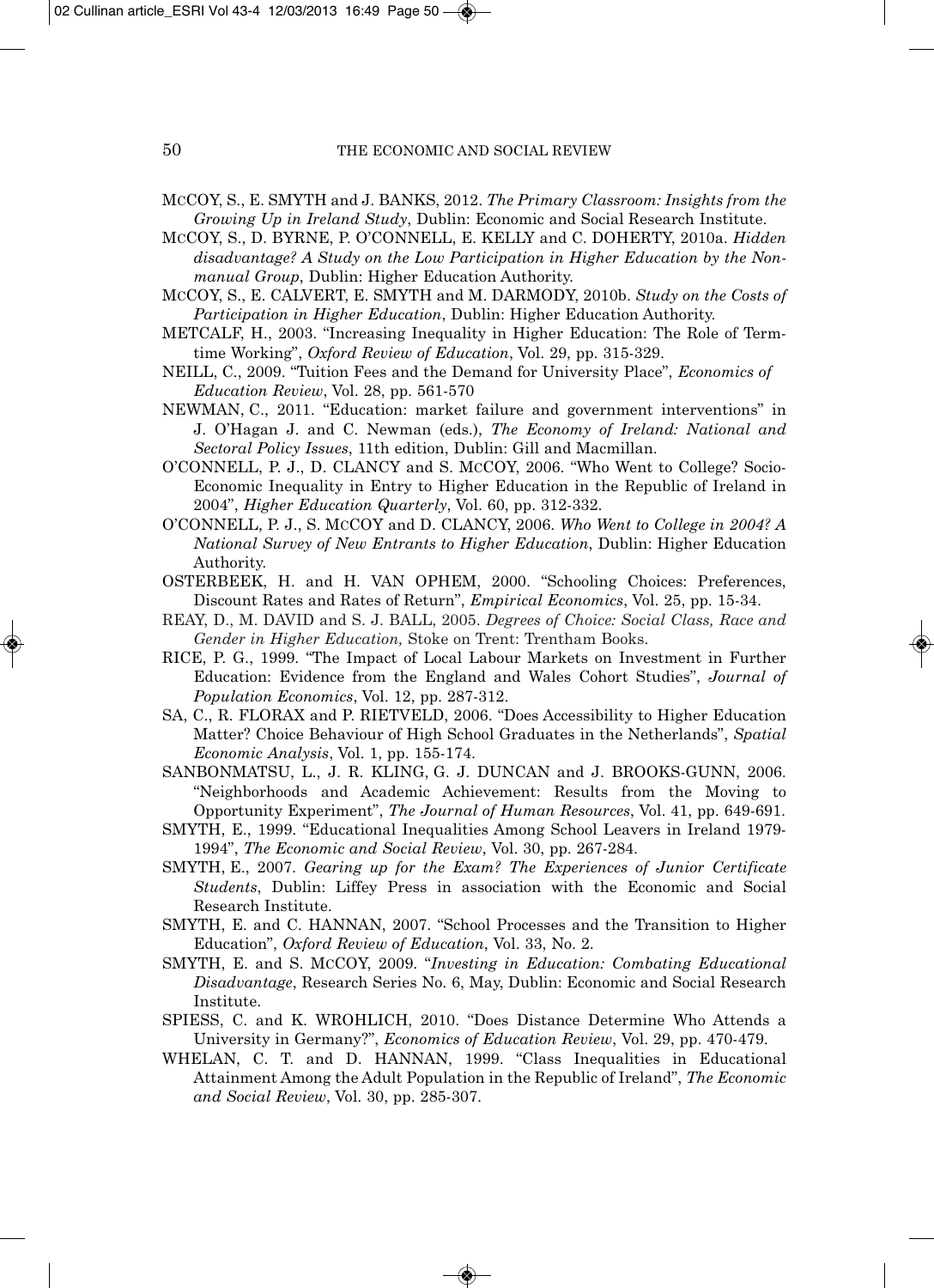McCOY, S., E. SMYTH and J. BANKS, 2012. *The Primary Classroom: Insights from the Growing Up in Ireland Study*, Dublin: Economic and Social Research Institute.

McCOY, S., D. BYRNE, P. O'CONNELL, E. KELLY and C. DOHERTY, 2010a. *Hidden disadvantage? A Study on the Low Participation in Higher Education by the Non-manual Group*, Dublin: Higher Education Authority.

McCOY, S., E. CALVERT, E. SMYTH and M. DARMODY, 2010b. *Study on the Costs of Participation in Higher Education*, Dublin: Higher Education Authority.

METCALF, H., 2003. "Increasing Inequality in Higher Education: The Role of Term-time Working", *Oxford Review of Education*, Vol. 29, pp. 315-329.

NEILL, C., 2009. "Tuition Fees and the Demand for University Place", *Economics of Education Review*, Vol. 28, pp. 561-570

NEWMAN, C., 2011. "Education: market failure and government interventions" in J. O'Hagan J. and C. Newman (eds.), *The Economy of Ireland: National and Sectoral Policy Issues*, 11th edition, Dublin: Gill and Macmillan.

O'CONNELL, P. J., D. CLANCY and S. McCOY, 2006. "Who Went to College? Socio-Economic Inequality in Entry to Higher Education in the Republic of Ireland in 2004", *Higher Education Quarterly*, Vol. 60, pp. 312-332.

O'CONNELL, P. J., S. McCOY and D. CLANCY, 2006. *Who Went to College in 2004? A National Survey of New Entrants to Higher Education*, Dublin: Higher Education Authority.

OSTERBEEK, H. and H. VAN OPHEM, 2000. "Schooling Choices: Preferences, Discount Rates and Rates of Return", *Empirical Economics*, Vol. 25, pp. 15-34.

REAY, D., M. DAVID and S. J. BALL, 2005. *Degrees of Choice: Social Class, Race and Gender in Higher Education,* Stoke on Trent: Trentham Books.

RICE, P. G., 1999. "The Impact of Local Labour Markets on Investment in Further Education: Evidence from the England and Wales Cohort Studies", *Journal of Population Economics*, Vol. 12, pp. 287-312.

SA, C., R. FLORAX and P. RIETVELD, 2006. "Does Accessibility to Higher Education Matter? Choice Behaviour of High School Graduates in the Netherlands", *Spatial Economic Analysis*, Vol. 1, pp. 155-174.

SANBONMATSU, L., J. R. KLING, G. J. DUNCAN and J. BROOKS-GUNN, 2006. "Neighborhoods and Academic Achievement: Results from the Moving to Opportunity Experiment", *The Journal of Human Resources*, Vol. 41, pp. 649-691.

SMYTH, E., 1999. "Educational Inequalities Among School Leavers in Ireland 1979-1994", *The Economic and Social Review*, Vol. 30, pp. 267-284.

SMYTH, E., 2007. *Gearing up for the Exam? The Experiences of Junior Certificate Students*, Dublin: Liffey Press in association with the Economic and Social Research Institute.

SMYTH, E. and C. HANNAN, 2007. "School Processes and the Transition to Higher Education", *Oxford Review of Education*, Vol. 33, No. 2.

SMYTH, E. and S. McCOY, 2009. "*Investing in Education: Combating Educational Disadvantage*, Research Series No. 6, May, Dublin: Economic and Social Research Institute.

SPIESS, C. and K. WROHLICH, 2010. "Does Distance Determine Who Attends a University in Germany?", *Economics of Education Review*, Vol. 29, pp. 470-479.

WHELAN, C. T. and D. HANNAN, 1999. "Class Inequalities in Educational Attainment Among the Adult Population in the Republic of Ireland", *The Economic and Social Review*, Vol. 30, pp. 285-307.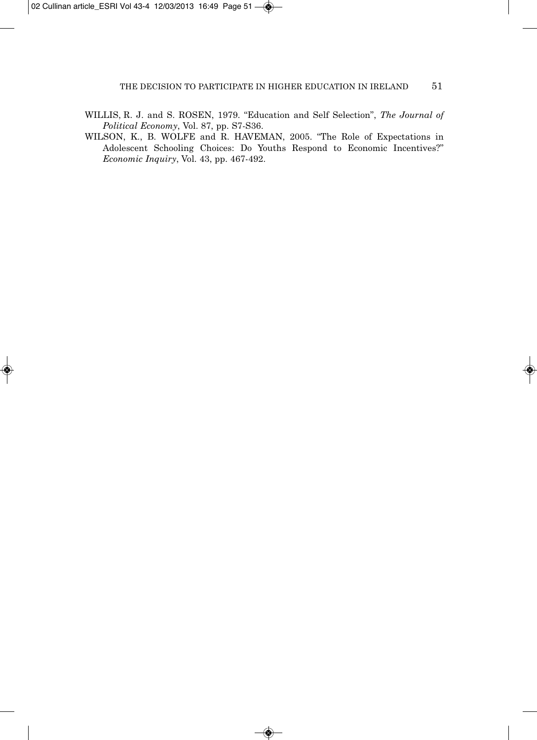WILLIS, R. J. and S. ROSEN, 1979. "Education and Self Selection", *The Journal of Political Economy*, Vol. 87, pp. S7-S36.

WILSON, K., B. WOLFE and R. HAVEMAN, 2005. "The Role of Expectations in Adolescent Schooling Choices: Do Youths Respond to Economic Incentives?" *Economic Inquiry*, Vol. 43, pp. 467-492.